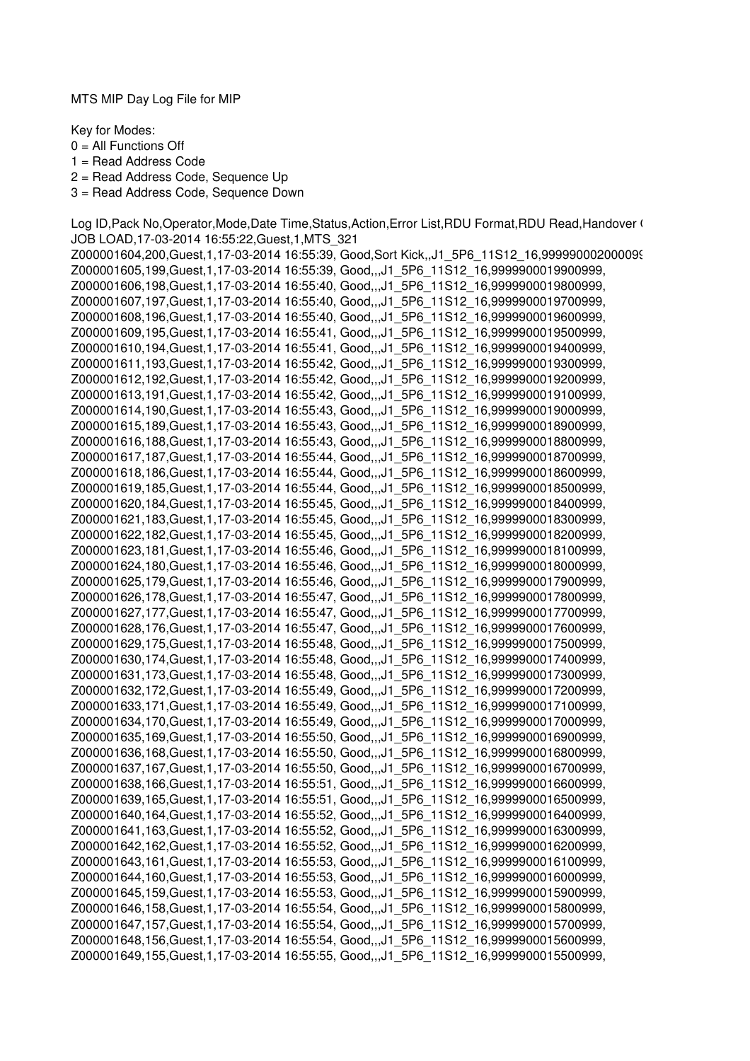MTS MIP Day Log File for MIP

Key for Modes:
0 = All Functions Off
1 = Read Address Code
2 = Read Address Code, Sequence Up
3 = Read Address Code, Sequence Down

```
Log ID,Pack No,Operator,Mode,Date Time,Status,Action,Error List,RDU Format,RDU Read,Handover (
JOB LOAD,17-03-2014 16:55:22,Guest,1,MTS_321
Z000001604,200,Guest,1,17-03-2014 16:55:39, Good,Sort Kick,,J1_5P6_11S12_16,99999000200009
Z000001605,199,Guest,1,17-03-2014 16:55:39, Good,,,J1_5P6_11S12_16,9999900019900999,
Z000001606,198,Guest,1,17-03-2014 16:55:40, Good,,,J1_5P6_11S12_16,9999900019800999,
Z000001607,197,Guest,1,17-03-2014 16:55:40, Good,,,J1_5P6_11S12_16,9999900019700999,
Z000001608,196,Guest,1,17-03-2014 16:55:40, Good,,,J1_5P6_11S12_16,9999900019600999,
Z000001609,195,Guest,1,17-03-2014 16:55:41, Good,,,J1_5P6_11S12_16,9999900019500999,
Z000001610,194,Guest,1,17-03-2014 16:55:41, Good,,,J1_5P6_11S12_16,9999900019400999,
Z000001611,193,Guest,1,17-03-2014 16:55:42, Good,,,J1_5P6_11S12_16,9999900019300999,
Z000001612,192,Guest,1,17-03-2014 16:55:42, Good,,,J1_5P6_11S12_16,9999900019200999,
Z000001613,191,Guest,1,17-03-2014 16:55:42, Good,,,J1_5P6_11S12_16,9999900019100999,
Z000001614,190,Guest,1,17-03-2014 16:55:43, Good,,,J1_5P6_11S12_16,9999900019000999,
Z000001615,189,Guest,1,17-03-2014 16:55:43, Good,,,J1_5P6_11S12_16,9999900018900999,
Z000001616,188,Guest,1,17-03-2014 16:55:43, Good,,,J1_5P6_11S12_16,9999900018800999,
Z000001617,187,Guest,1,17-03-2014 16:55:44, Good,,,J1_5P6_11S12_16,9999900018700999,
Z000001618,186,Guest,1,17-03-2014 16:55:44, Good,,,J1_5P6_11S12_16,9999900018600999,
Z000001619,185,Guest,1,17-03-2014 16:55:44, Good,,,J1_5P6_11S12_16,9999900018500999,
Z000001620,184,Guest,1,17-03-2014 16:55:45, Good,,,J1_5P6_11S12_16,9999900018400999,
Z000001621,183,Guest,1,17-03-2014 16:55:45, Good,,,J1_5P6_11S12_16,9999900018300999,
Z000001622,182,Guest,1,17-03-2014 16:55:45, Good,,,J1_5P6_11S12_16,9999900018200999,
Z000001623,181,Guest,1,17-03-2014 16:55:46, Good,,,J1_5P6_11S12_16,9999900018100999,
Z000001624,180,Guest,1,17-03-2014 16:55:46, Good,,,J1_5P6_11S12_16,9999900018000999,
Z000001625,179,Guest,1,17-03-2014 16:55:46, Good,,,J1_5P6_11S12_16,9999900017900999,
Z000001626,178,Guest,1,17-03-2014 16:55:47, Good,,,J1_5P6_11S12_16,9999900017800999,
Z000001627,177,Guest,1,17-03-2014 16:55:47, Good,,,J1_5P6_11S12_16,9999900017700999,
Z000001628,176,Guest,1,17-03-2014 16:55:47, Good,,,J1_5P6_11S12_16,9999900017600999,
Z000001629,175,Guest,1,17-03-2014 16:55:48, Good,,,J1_5P6_11S12_16,9999900017500999,
Z000001630,174,Guest,1,17-03-2014 16:55:48, Good,,,J1_5P6_11S12_16,9999900017400999,
Z000001631,173,Guest,1,17-03-2014 16:55:48, Good,,,J1_5P6_11S12_16,9999900017300999,
Z000001632,172,Guest,1,17-03-2014 16:55:49, Good,,,J1_5P6_11S12_16,9999900017200999,
Z000001633,171,Guest,1,17-03-2014 16:55:49, Good,,,J1_5P6_11S12_16,9999900017100999,
Z000001634,170,Guest,1,17-03-2014 16:55:49, Good,,,J1_5P6_11S12_16,9999900017000999,
Z000001635,169,Guest,1,17-03-2014 16:55:50, Good,,,J1_5P6_11S12_16,9999900016900999,
Z000001636,168,Guest,1,17-03-2014 16:55:50, Good,,,J1_5P6_11S12_16,9999900016800999,
Z000001637,167,Guest,1,17-03-2014 16:55:50, Good,,,J1_5P6_11S12_16,9999900016700999,
Z000001638,166,Guest,1,17-03-2014 16:55:51, Good,,,J1_5P6_11S12_16,9999900016600999,
Z000001639,165,Guest,1,17-03-2014 16:55:51, Good,,,J1_5P6_11S12_16,9999900016500999,
Z000001640,164,Guest,1,17-03-2014 16:55:52, Good,,,J1_5P6_11S12_16,9999900016400999,
Z000001641,163,Guest,1,17-03-2014 16:55:52, Good,,,J1_5P6_11S12_16,9999900016300999,
Z000001642,162,Guest,1,17-03-2014 16:55:52, Good,,,J1_5P6_11S12_16,9999900016200999,
Z000001643,161,Guest,1,17-03-2014 16:55:53, Good,,,J1_5P6_11S12_16,9999900016100999,
Z000001644,160,Guest,1,17-03-2014 16:55:53, Good,,,J1_5P6_11S12_16,9999900016000999,
Z000001645,159,Guest,1,17-03-2014 16:55:53, Good,,,J1_5P6_11S12_16,9999900015900999,
Z000001646,158,Guest,1,17-03-2014 16:55:54, Good,,,J1_5P6_11S12_16,9999900015800999,
Z000001647,157,Guest,1,17-03-2014 16:55:54, Good,,,J1_5P6_11S12_16,9999900015700999,
Z000001648,156,Guest,1,17-03-2014 16:55:54, Good,,,J1_5P6_11S12_16,9999900015600999,
Z000001649,155,Guest,1,17-03-2014 16:55:55, Good,,,J1_5P6_11S12_16,9999900015500999,
```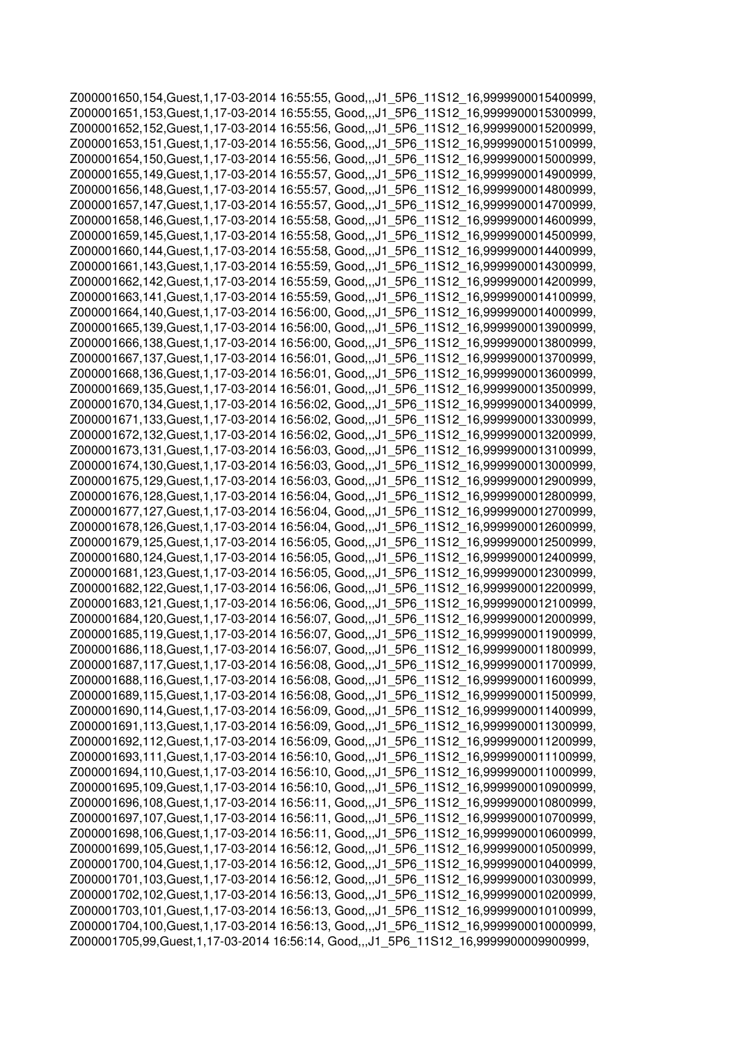Z000001650,154,Guest,1,17-03-2014 16:55:55, Good,,,J1_5P6_11S12_16,9999900015400999,
Z000001651,153,Guest,1,17-03-2014 16:55:55, Good,,,J1_5P6_11S12_16,9999900015300999,
Z000001652,152,Guest,1,17-03-2014 16:55:56, Good,,,J1_5P6_11S12_16,9999900015200999,
Z000001653,151,Guest,1,17-03-2014 16:55:56, Good,,,J1_5P6_11S12_16,9999900015100999,
Z000001654,150,Guest,1,17-03-2014 16:55:56, Good,,,J1_5P6_11S12_16,9999900015000999,
Z000001655,149,Guest,1,17-03-2014 16:55:57, Good,,,J1_5P6_11S12_16,9999900014900999,
Z000001656,148,Guest,1,17-03-2014 16:55:57, Good,,,J1_5P6_11S12_16,9999900014800999,
Z000001657,147,Guest,1,17-03-2014 16:55:57, Good,,,J1_5P6_11S12_16,9999900014700999,
Z000001658,146,Guest,1,17-03-2014 16:55:58, Good,,,J1_5P6_11S12_16,9999900014600999,
Z000001659,145,Guest,1,17-03-2014 16:55:58, Good,,,J1_5P6_11S12_16,9999900014500999,
Z000001660,144,Guest,1,17-03-2014 16:55:58, Good,,,J1_5P6_11S12_16,9999900014400999,
Z000001661,143,Guest,1,17-03-2014 16:55:59, Good,,,J1_5P6_11S12_16,9999900014300999,
Z000001662,142,Guest,1,17-03-2014 16:55:59, Good,,,J1_5P6_11S12_16,9999900014200999,
Z000001663,141,Guest,1,17-03-2014 16:55:59, Good,,,J1_5P6_11S12_16,9999900014100999,
Z000001664,140,Guest,1,17-03-2014 16:56:00, Good,,,J1_5P6_11S12_16,9999900014000999,
Z000001665,139,Guest,1,17-03-2014 16:56:00, Good,,,J1_5P6_11S12_16,9999900013900999,
Z000001666,138,Guest,1,17-03-2014 16:56:00, Good,,,J1_5P6_11S12_16,9999900013800999,
Z000001667,137,Guest,1,17-03-2014 16:56:01, Good,,,J1_5P6_11S12_16,9999900013700999,
Z000001668,136,Guest,1,17-03-2014 16:56:01, Good,,,J1_5P6_11S12_16,9999900013600999,
Z000001669,135,Guest,1,17-03-2014 16:56:01, Good,,,J1_5P6_11S12_16,9999900013500999,
Z000001670,134,Guest,1,17-03-2014 16:56:02, Good,,,J1_5P6_11S12_16,9999900013400999,
Z000001671,133,Guest,1,17-03-2014 16:56:02, Good,,,J1_5P6_11S12_16,9999900013300999,
Z000001672,132,Guest,1,17-03-2014 16:56:02, Good,,,J1_5P6_11S12_16,9999900013200999,
Z000001673,131,Guest,1,17-03-2014 16:56:03, Good,,,J1_5P6_11S12_16,9999900013100999,
Z000001674,130,Guest,1,17-03-2014 16:56:03, Good,,,J1_5P6_11S12_16,9999900013000999,
Z000001675,129,Guest,1,17-03-2014 16:56:03, Good,,,J1_5P6_11S12_16,9999900012900999,
Z000001676,128,Guest,1,17-03-2014 16:56:04, Good,,,J1_5P6_11S12_16,9999900012800999,
Z000001677,127,Guest,1,17-03-2014 16:56:04, Good,,,J1_5P6_11S12_16,9999900012700999,
Z000001678,126,Guest,1,17-03-2014 16:56:04, Good,,,J1_5P6_11S12_16,9999900012600999,
Z000001679,125,Guest,1,17-03-2014 16:56:05, Good,,,J1_5P6_11S12_16,9999900012500999,
Z000001680,124,Guest,1,17-03-2014 16:56:05, Good,,,J1_5P6_11S12_16,9999900012400999,
Z000001681,123,Guest,1,17-03-2014 16:56:05, Good,,,J1_5P6_11S12_16,9999900012300999,
Z000001682,122,Guest,1,17-03-2014 16:56:06, Good,,,J1_5P6_11S12_16,9999900012200999,
Z000001683,121,Guest,1,17-03-2014 16:56:06, Good,,,J1_5P6_11S12_16,9999900012100999,
Z000001684,120,Guest,1,17-03-2014 16:56:07, Good,,,J1_5P6_11S12_16,9999900012000999,
Z000001685,119,Guest,1,17-03-2014 16:56:07, Good,,,J1_5P6_11S12_16,9999900011900999,
Z000001686,118,Guest,1,17-03-2014 16:56:07, Good,,,J1_5P6_11S12_16,9999900011800999,
Z000001687,117,Guest,1,17-03-2014 16:56:08, Good,,,J1_5P6_11S12_16,9999900011700999,
Z000001688,116,Guest,1,17-03-2014 16:56:08, Good,,,J1_5P6_11S12_16,9999900011600999,
Z000001689,115,Guest,1,17-03-2014 16:56:08, Good,,,J1_5P6_11S12_16,9999900011500999,
Z000001690,114,Guest,1,17-03-2014 16:56:09, Good,,,J1_5P6_11S12_16,9999900011400999,
Z000001691,113,Guest,1,17-03-2014 16:56:09, Good,,,J1_5P6_11S12_16,9999900011300999,
Z000001692,112,Guest,1,17-03-2014 16:56:09, Good,,,J1_5P6_11S12_16,9999900011200999,
Z000001693,111,Guest,1,17-03-2014 16:56:10, Good,,,J1_5P6_11S12_16,9999900011100999,
Z000001694,110,Guest,1,17-03-2014 16:56:10, Good,,,J1_5P6_11S12_16,9999900011000999,
Z000001695,109,Guest,1,17-03-2014 16:56:10, Good,,,J1_5P6_11S12_16,9999900010900999,
Z000001696,108,Guest,1,17-03-2014 16:56:11, Good,,,J1_5P6_11S12_16,9999900010800999,
Z000001697,107,Guest,1,17-03-2014 16:56:11, Good,,,J1_5P6_11S12_16,9999900010700999,
Z000001698,106,Guest,1,17-03-2014 16:56:11, Good,,,J1_5P6_11S12_16,9999900010600999,
Z000001699,105,Guest,1,17-03-2014 16:56:12, Good,,,J1_5P6_11S12_16,9999900010500999,
Z000001700,104,Guest,1,17-03-2014 16:56:12, Good,,,J1_5P6_11S12_16,9999900010400999,
Z000001701,103,Guest,1,17-03-2014 16:56:12, Good,,,J1_5P6_11S12_16,9999900010300999,
Z000001702,102,Guest,1,17-03-2014 16:56:13, Good,,,J1_5P6_11S12_16,9999900010200999,
Z000001703,101,Guest,1,17-03-2014 16:56:13, Good,,,J1_5P6_11S12_16,9999900010100999,
Z000001704,100,Guest,1,17-03-2014 16:56:13, Good,,,J1_5P6_11S12_16,9999900010000999,
Z000001705,99,Guest,1,17-03-2014 16:56:14, Good,,,J1_5P6_11S12_16,9999900009900999,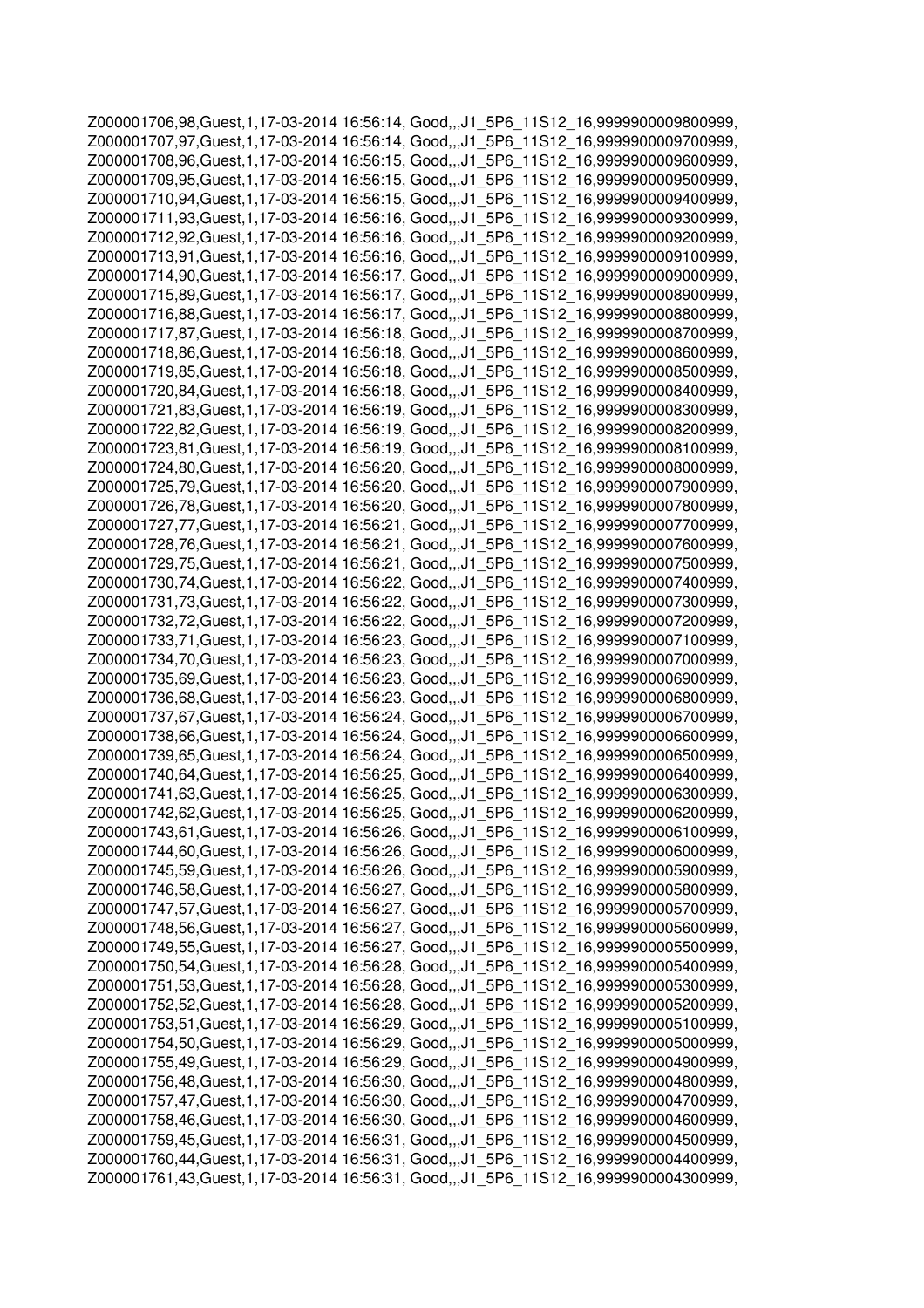```
Z000001706,98,Guest,1,17-03-2014 16:56:14, Good,,,J1_5P6_11S12_16,9999900009800999,
Z000001707,97,Guest,1,17-03-2014 16:56:14, Good,,,J1_5P6_11S12_16,9999900009700999,
Z000001708,96,Guest,1,17-03-2014 16:56:15, Good,,,J1_5P6_11S12_16,9999900009600999,
Z000001709,95,Guest,1,17-03-2014 16:56:15, Good,,,J1_5P6_11S12_16,9999900009500999,
Z000001710,94,Guest,1,17-03-2014 16:56:15, Good,,,J1_5P6_11S12_16,9999900009400999,
Z000001711,93,Guest,1,17-03-2014 16:56:16, Good,,,J1_5P6_11S12_16,9999900009300999,
Z000001712,92,Guest,1,17-03-2014 16:56:16, Good,,,J1_5P6_11S12_16,9999900009200999,
Z000001713,91,Guest,1,17-03-2014 16:56:16, Good,,,J1_5P6_11S12_16,9999900009100999,
Z000001714,90,Guest,1,17-03-2014 16:56:17, Good,,,J1_5P6_11S12_16,9999900009000999,
Z000001715,89,Guest,1,17-03-2014 16:56:17, Good,,,J1_5P6_11S12_16,9999900008900999,
Z000001716,88,Guest,1,17-03-2014 16:56:17, Good,,,J1_5P6_11S12_16,9999900008800999,
Z000001717,87,Guest,1,17-03-2014 16:56:18, Good,,,J1_5P6_11S12_16,9999900008700999,
Z000001718,86,Guest,1,17-03-2014 16:56:18, Good,,,J1_5P6_11S12_16,9999900008600999,
Z000001719,85,Guest,1,17-03-2014 16:56:18, Good,,,J1_5P6_11S12_16,9999900008500999,
Z000001720,84,Guest,1,17-03-2014 16:56:18, Good,,,J1_5P6_11S12_16,9999900008400999,
Z000001721,83,Guest,1,17-03-2014 16:56:19, Good,,,J1_5P6_11S12_16,9999900008300999,
Z000001722,82,Guest,1,17-03-2014 16:56:19, Good,,,J1_5P6_11S12_16,9999900008200999,
Z000001723,81,Guest,1,17-03-2014 16:56:19, Good,,,J1_5P6_11S12_16,9999900008100999,
Z000001724,80,Guest,1,17-03-2014 16:56:20, Good,,,J1_5P6_11S12_16,9999900008000999,
Z000001725,79,Guest,1,17-03-2014 16:56:20, Good,,,J1_5P6_11S12_16,9999900007900999,
Z000001726,78,Guest,1,17-03-2014 16:56:20, Good,,,J1_5P6_11S12_16,9999900007800999,
Z000001727,77,Guest,1,17-03-2014 16:56:21, Good,,,J1_5P6_11S12_16,9999900007700999,
Z000001728,76,Guest,1,17-03-2014 16:56:21, Good,,,J1_5P6_11S12_16,9999900007600999,
Z000001729,75,Guest,1,17-03-2014 16:56:21, Good,,,J1_5P6_11S12_16,9999900007500999,
Z000001730,74,Guest,1,17-03-2014 16:56:22, Good,,,J1_5P6_11S12_16,9999900007400999,
Z000001731,73,Guest,1,17-03-2014 16:56:22, Good,,,J1_5P6_11S12_16,9999900007300999,
Z000001732,72,Guest,1,17-03-2014 16:56:22, Good,,,J1_5P6_11S12_16,9999900007200999,
Z000001733,71,Guest,1,17-03-2014 16:56:23, Good,,,J1_5P6_11S12_16,9999900007100999,
Z000001734,70,Guest,1,17-03-2014 16:56:23, Good,,,J1_5P6_11S12_16,9999900007000999,
Z000001735,69,Guest,1,17-03-2014 16:56:23, Good,,,J1_5P6_11S12_16,9999900006900999,
Z000001736,68,Guest,1,17-03-2014 16:56:23, Good,,,J1_5P6_11S12_16,9999900006800999,
Z000001737,67,Guest,1,17-03-2014 16:56:24, Good,,,J1_5P6_11S12_16,9999900006700999,
Z000001738,66,Guest,1,17-03-2014 16:56:24, Good,,,J1_5P6_11S12_16,9999900006600999,
Z000001739,65,Guest,1,17-03-2014 16:56:24, Good,,,J1_5P6_11S12_16,9999900006500999,
Z000001740,64,Guest,1,17-03-2014 16:56:25, Good,,,J1_5P6_11S12_16,9999900006400999,
Z000001741,63,Guest,1,17-03-2014 16:56:25, Good,,,J1_5P6_11S12_16,9999900006300999,
Z000001742,62,Guest,1,17-03-2014 16:56:25, Good,,,J1_5P6_11S12_16,9999900006200999,
Z000001743,61,Guest,1,17-03-2014 16:56:26, Good,,,J1_5P6_11S12_16,9999900006100999,
Z000001744,60,Guest,1,17-03-2014 16:56:26, Good,,,J1_5P6_11S12_16,9999900006000999,
Z000001745,59,Guest,1,17-03-2014 16:56:26, Good,,,J1_5P6_11S12_16,9999900005900999,
Z000001746,58,Guest,1,17-03-2014 16:56:27, Good,,,J1_5P6_11S12_16,9999900005800999,
Z000001747,57,Guest,1,17-03-2014 16:56:27, Good,,,J1_5P6_11S12_16,9999900005700999,
Z000001748,56,Guest,1,17-03-2014 16:56:27, Good,,,J1_5P6_11S12_16,9999900005600999,
Z000001749,55,Guest,1,17-03-2014 16:56:27, Good,,,J1_5P6_11S12_16,9999900005500999,
Z000001750,54,Guest,1,17-03-2014 16:56:28, Good,,,J1_5P6_11S12_16,9999900005400999,
Z000001751,53,Guest,1,17-03-2014 16:56:28, Good,,,J1_5P6_11S12_16,9999900005300999,
Z000001752,52,Guest,1,17-03-2014 16:56:28, Good,,,J1_5P6_11S12_16,9999900005200999,
Z000001753,51,Guest,1,17-03-2014 16:56:29, Good,,,J1_5P6_11S12_16,9999900005100999,
Z000001754,50,Guest,1,17-03-2014 16:56:29, Good,,,J1_5P6_11S12_16,9999900005000999,
Z000001755,49,Guest,1,17-03-2014 16:56:29, Good,,,J1_5P6_11S12_16,9999900004900999,
Z000001756,48,Guest,1,17-03-2014 16:56:30, Good,,,J1_5P6_11S12_16,9999900004800999,
Z000001757,47,Guest,1,17-03-2014 16:56:30, Good,,,J1_5P6_11S12_16,9999900004700999,
Z000001758,46,Guest,1,17-03-2014 16:56:30, Good,,,J1_5P6_11S12_16,9999900004600999,
Z000001759,45,Guest,1,17-03-2014 16:56:31, Good,,,J1_5P6_11S12_16,9999900004500999,
Z000001760,44,Guest,1,17-03-2014 16:56:31, Good,,,J1_5P6_11S12_16,9999900004400999,
Z000001761,43,Guest,1,17-03-2014 16:56:31, Good,,,J1_5P6_11S12_16,9999900004300999,
```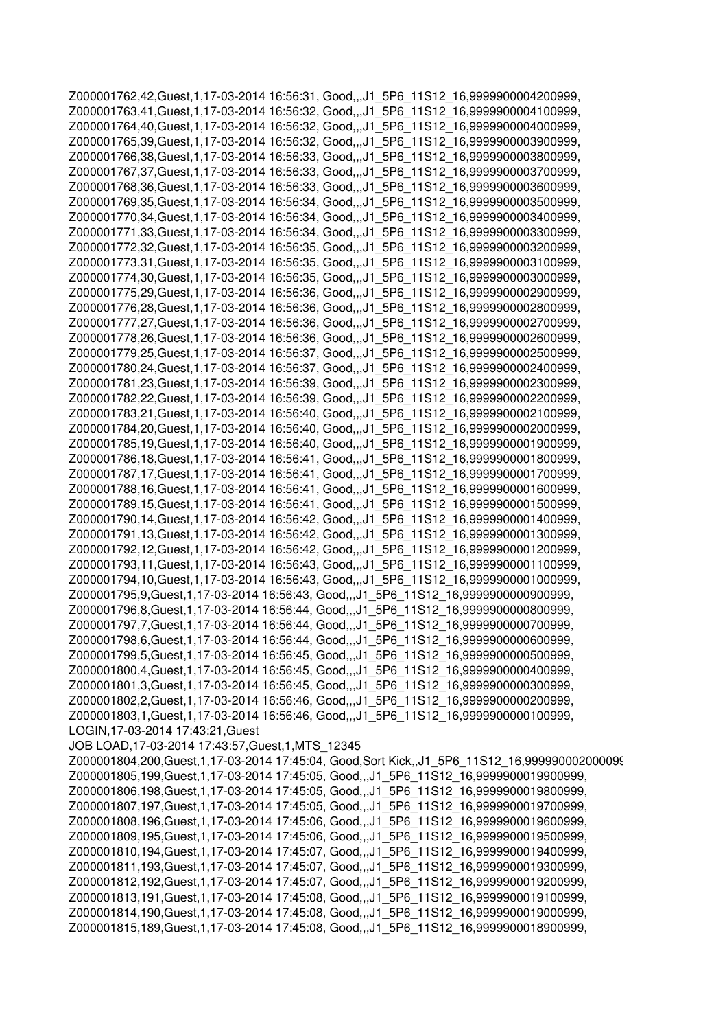```
Z000001762,42,Guest,1,17-03-2014 16:56:31, Good,,,J1_5P6_11S12_16,9999900004200999,
Z000001763,41,Guest,1,17-03-2014 16:56:32, Good,,,J1_5P6_11S12_16,9999900004100999,
Z000001764,40,Guest,1,17-03-2014 16:56:32, Good,,,J1_5P6_11S12_16,9999900004000999,
Z000001765,39,Guest,1,17-03-2014 16:56:32, Good,,,J1_5P6_11S12_16,9999900003900999,
Z000001766,38,Guest,1,17-03-2014 16:56:33, Good,,,J1_5P6_11S12_16,9999900003800999,
Z000001767,37,Guest,1,17-03-2014 16:56:33, Good,,,J1_5P6_11S12_16,9999900003700999,
Z000001768,36,Guest,1,17-03-2014 16:56:33, Good,,,J1_5P6_11S12_16,9999900003600999,
Z000001769,35,Guest,1,17-03-2014 16:56:34, Good,,,J1_5P6_11S12_16,9999900003500999,
Z000001770,34,Guest,1,17-03-2014 16:56:34, Good,,,J1_5P6_11S12_16,9999900003400999,
Z000001771,33,Guest,1,17-03-2014 16:56:34, Good,,,J1_5P6_11S12_16,9999900003300999,
Z000001772,32,Guest,1,17-03-2014 16:56:35, Good,,,J1_5P6_11S12_16,9999900003200999,
Z000001773,31,Guest,1,17-03-2014 16:56:35, Good,,,J1_5P6_11S12_16,9999900003100999,
Z000001774,30,Guest,1,17-03-2014 16:56:35, Good,,,J1_5P6_11S12_16,9999900003000999,
Z000001775,29,Guest,1,17-03-2014 16:56:36, Good,,,J1_5P6_11S12_16,9999900002900999,
Z000001776,28,Guest,1,17-03-2014 16:56:36, Good,,,J1_5P6_11S12_16,9999900002800999,
Z000001777,27,Guest,1,17-03-2014 16:56:36, Good,,,J1_5P6_11S12_16,9999900002700999,
Z000001778,26,Guest,1,17-03-2014 16:56:36, Good,,,J1_5P6_11S12_16,9999900002600999,
Z000001779,25,Guest,1,17-03-2014 16:56:37, Good,,,J1_5P6_11S12_16,9999900002500999,
Z000001780,24,Guest,1,17-03-2014 16:56:37, Good,,,J1_5P6_11S12_16,9999900002400999,
Z000001781,23,Guest,1,17-03-2014 16:56:39, Good,,,J1_5P6_11S12_16,9999900002300999,
Z000001782,22,Guest,1,17-03-2014 16:56:39, Good,,,J1_5P6_11S12_16,9999900002200999,
Z000001783,21,Guest,1,17-03-2014 16:56:40, Good,,,J1_5P6_11S12_16,9999900002100999,
Z000001784,20,Guest,1,17-03-2014 16:56:40, Good,,,J1_5P6_11S12_16,9999900002000999,
Z000001785,19,Guest,1,17-03-2014 16:56:40, Good,,,J1_5P6_11S12_16,9999900001900999,
Z000001786,18,Guest,1,17-03-2014 16:56:41, Good,,,J1_5P6_11S12_16,9999900001800999,
Z000001787,17,Guest,1,17-03-2014 16:56:41, Good,,,J1_5P6_11S12_16,9999900001700999,
Z000001788,16,Guest,1,17-03-2014 16:56:41, Good,,,J1_5P6_11S12_16,9999900001600999,
Z000001789,15,Guest,1,17-03-2014 16:56:41, Good,,,J1_5P6_11S12_16,9999900001500999,
Z000001790,14,Guest,1,17-03-2014 16:56:42, Good,,,J1_5P6_11S12_16,9999900001400999,
Z000001791,13,Guest,1,17-03-2014 16:56:42, Good,,,J1_5P6_11S12_16,9999900001300999,
Z000001792,12,Guest,1,17-03-2014 16:56:42, Good,,,J1_5P6_11S12_16,9999900001200999,
Z000001793,11,Guest,1,17-03-2014 16:56:43, Good,,,J1_5P6_11S12_16,9999900001100999,
Z000001794,10,Guest,1,17-03-2014 16:56:43, Good,,,J1_5P6_11S12_16,9999900001000999,
Z000001795,9,Guest,1,17-03-2014 16:56:43, Good,,,J1_5P6_11S12_16,9999900000900999,
Z000001796,8,Guest,1,17-03-2014 16:56:44, Good,,,J1_5P6_11S12_16,9999900000800999,
Z000001797,7,Guest,1,17-03-2014 16:56:44, Good,,,J1_5P6_11S12_16,9999900000700999,
Z000001798,6,Guest,1,17-03-2014 16:56:44, Good,,,J1_5P6_11S12_16,9999900000600999,
Z000001799,5,Guest,1,17-03-2014 16:56:45, Good,,,J1_5P6_11S12_16,9999900000500999,
Z000001800,4,Guest,1,17-03-2014 16:56:45, Good,,,J1_5P6_11S12_16,9999900000400999,
Z000001801,3,Guest,1,17-03-2014 16:56:45, Good,,,J1_5P6_11S12_16,9999900000300999,
Z000001802,2,Guest,1,17-03-2014 16:56:46, Good,,,J1_5P6_11S12_16,9999900000200999,
Z000001803,1,Guest,1,17-03-2014 16:56:46, Good,,,J1_5P6_11S12_16,9999900000100999,
LOGIN,17-03-2014 17:43:21,Guest
JOB LOAD,17-03-2014 17:43:57,Guest,1,MTS_12345
Z000001804,200,Guest,1,17-03-2014 17:45:04, Good,Sort Kick,,J1_5P6_11S12_16,99999000200009
Z000001805,199,Guest,1,17-03-2014 17:45:05, Good,,,J1_5P6_11S12_16,9999900019900999,
Z000001806,198,Guest,1,17-03-2014 17:45:05, Good,,,J1_5P6_11S12_16,9999900019800999,
Z000001807,197,Guest,1,17-03-2014 17:45:05, Good,,,J1_5P6_11S12_16,9999900019700999,
Z000001808,196,Guest,1,17-03-2014 17:45:06, Good,,,J1_5P6_11S12_16,9999900019600999,
Z000001809,195,Guest,1,17-03-2014 17:45:06, Good,,,J1_5P6_11S12_16,9999900019500999,
Z000001810,194,Guest,1,17-03-2014 17:45:07, Good,,,J1_5P6_11S12_16,9999900019400999,
Z000001811,193,Guest,1,17-03-2014 17:45:07, Good,,,J1_5P6_11S12_16,9999900019300999,
Z000001812,192,Guest,1,17-03-2014 17:45:07, Good,,,J1_5P6_11S12_16,9999900019200999,
Z000001813,191,Guest,1,17-03-2014 17:45:08, Good,,,J1_5P6_11S12_16,9999900019100999,
Z000001814,190,Guest,1,17-03-2014 17:45:08, Good,,,J1_5P6_11S12_16,9999900019000999,
Z000001815,189,Guest,1,17-03-2014 17:45:08, Good,,,J1_5P6_11S12_16,9999900018900999,
```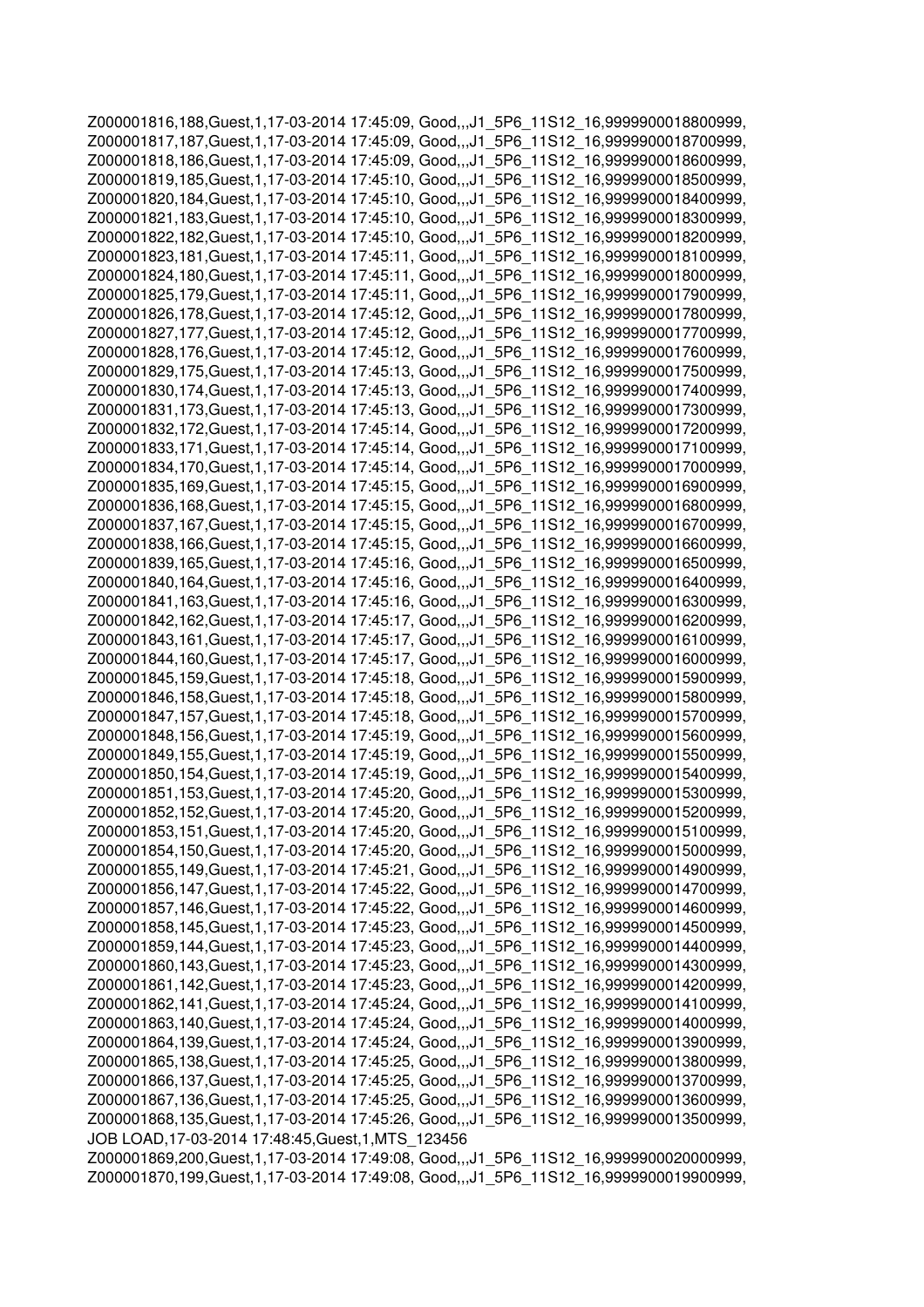Z000001816,188,Guest,1,17-03-2014 17:45:09, Good,,,J1_5P6_11S12_16,9999900018800999,
Z000001817,187,Guest,1,17-03-2014 17:45:09, Good,,,J1_5P6_11S12_16,9999900018700999,
Z000001818,186,Guest,1,17-03-2014 17:45:09, Good,,,J1_5P6_11S12_16,9999900018600999,
Z000001819,185,Guest,1,17-03-2014 17:45:10, Good,,,J1_5P6_11S12_16,9999900018500999,
Z000001820,184,Guest,1,17-03-2014 17:45:10, Good,,,J1_5P6_11S12_16,9999900018400999,
Z000001821,183,Guest,1,17-03-2014 17:45:10, Good,,,J1_5P6_11S12_16,9999900018300999,
Z000001822,182,Guest,1,17-03-2014 17:45:10, Good,,,J1_5P6_11S12_16,9999900018200999,
Z000001823,181,Guest,1,17-03-2014 17:45:11, Good,,,J1_5P6_11S12_16,9999900018100999,
Z000001824,180,Guest,1,17-03-2014 17:45:11, Good,,,J1_5P6_11S12_16,9999900018000999,
Z000001825,179,Guest,1,17-03-2014 17:45:11, Good,,,J1_5P6_11S12_16,9999900017900999,
Z000001826,178,Guest,1,17-03-2014 17:45:12, Good,,,J1_5P6_11S12_16,9999900017800999,
Z000001827,177,Guest,1,17-03-2014 17:45:12, Good,,,J1_5P6_11S12_16,9999900017700999,
Z000001828,176,Guest,1,17-03-2014 17:45:12, Good,,,J1_5P6_11S12_16,9999900017600999,
Z000001829,175,Guest,1,17-03-2014 17:45:13, Good,,,J1_5P6_11S12_16,9999900017500999,
Z000001830,174,Guest,1,17-03-2014 17:45:13, Good,,,J1_5P6_11S12_16,9999900017400999,
Z000001831,173,Guest,1,17-03-2014 17:45:13, Good,,,J1_5P6_11S12_16,9999900017300999,
Z000001832,172,Guest,1,17-03-2014 17:45:14, Good,,,J1_5P6_11S12_16,9999900017200999,
Z000001833,171,Guest,1,17-03-2014 17:45:14, Good,,,J1_5P6_11S12_16,9999900017100999,
Z000001834,170,Guest,1,17-03-2014 17:45:14, Good,,,J1_5P6_11S12_16,9999900017000999,
Z000001835,169,Guest,1,17-03-2014 17:45:15, Good,,,J1_5P6_11S12_16,9999900016900999,
Z000001836,168,Guest,1,17-03-2014 17:45:15, Good,,,J1_5P6_11S12_16,9999900016800999,
Z000001837,167,Guest,1,17-03-2014 17:45:15, Good,,,J1_5P6_11S12_16,9999900016700999,
Z000001838,166,Guest,1,17-03-2014 17:45:15, Good,,,J1_5P6_11S12_16,9999900016600999,
Z000001839,165,Guest,1,17-03-2014 17:45:16, Good,,,J1_5P6_11S12_16,9999900016500999,
Z000001840,164,Guest,1,17-03-2014 17:45:16, Good,,,J1_5P6_11S12_16,9999900016400999,
Z000001841,163,Guest,1,17-03-2014 17:45:16, Good,,,J1_5P6_11S12_16,9999900016300999,
Z000001842,162,Guest,1,17-03-2014 17:45:17, Good,,,J1_5P6_11S12_16,9999900016200999,
Z000001843,161,Guest,1,17-03-2014 17:45:17, Good,,,J1_5P6_11S12_16,9999900016100999,
Z000001844,160,Guest,1,17-03-2014 17:45:17, Good,,,J1_5P6_11S12_16,9999900016000999,
Z000001845,159,Guest,1,17-03-2014 17:45:18, Good,,,J1_5P6_11S12_16,9999900015900999,
Z000001846,158,Guest,1,17-03-2014 17:45:18, Good,,,J1_5P6_11S12_16,9999900015800999,
Z000001847,157,Guest,1,17-03-2014 17:45:18, Good,,,J1_5P6_11S12_16,9999900015700999,
Z000001848,156,Guest,1,17-03-2014 17:45:19, Good,,,J1_5P6_11S12_16,9999900015600999,
Z000001849,155,Guest,1,17-03-2014 17:45:19, Good,,,J1_5P6_11S12_16,9999900015500999,
Z000001850,154,Guest,1,17-03-2014 17:45:19, Good,,,J1_5P6_11S12_16,9999900015400999,
Z000001851,153,Guest,1,17-03-2014 17:45:20, Good,,,J1_5P6_11S12_16,9999900015300999,
Z000001852,152,Guest,1,17-03-2014 17:45:20, Good,,,J1_5P6_11S12_16,9999900015200999,
Z000001853,151,Guest,1,17-03-2014 17:45:20, Good,,,J1_5P6_11S12_16,9999900015100999,
Z000001854,150,Guest,1,17-03-2014 17:45:20, Good,,,J1_5P6_11S12_16,9999900015000999,
Z000001855,149,Guest,1,17-03-2014 17:45:21, Good,,,J1_5P6_11S12_16,9999900014900999,
Z000001856,147,Guest,1,17-03-2014 17:45:22, Good,,,J1_5P6_11S12_16,9999900014700999,
Z000001857,146,Guest,1,17-03-2014 17:45:22, Good,,,J1_5P6_11S12_16,9999900014600999,
Z000001858,145,Guest,1,17-03-2014 17:45:23, Good,,,J1_5P6_11S12_16,9999900014500999,
Z000001859,144,Guest,1,17-03-2014 17:45:23, Good,,,J1_5P6_11S12_16,9999900014400999,
Z000001860,143,Guest,1,17-03-2014 17:45:23, Good,,,J1_5P6_11S12_16,9999900014300999,
Z000001861,142,Guest,1,17-03-2014 17:45:23, Good,,,J1_5P6_11S12_16,9999900014200999,
Z000001862,141,Guest,1,17-03-2014 17:45:24, Good,,,J1_5P6_11S12_16,9999900014100999,
Z000001863,140,Guest,1,17-03-2014 17:45:24, Good,,,J1_5P6_11S12_16,9999900014000999,
Z000001864,139,Guest,1,17-03-2014 17:45:24, Good,,,J1_5P6_11S12_16,9999900013900999,
Z000001865,138,Guest,1,17-03-2014 17:45:25, Good,,,J1_5P6_11S12_16,9999900013800999,
Z000001866,137,Guest,1,17-03-2014 17:45:25, Good,,,J1_5P6_11S12_16,9999900013700999,
Z000001867,136,Guest,1,17-03-2014 17:45:25, Good,,,J1_5P6_11S12_16,9999900013600999,
Z000001868,135,Guest,1,17-03-2014 17:45:26, Good,,,J1_5P6_11S12_16,9999900013500999,
JOB LOAD,17-03-2014 17:48:45,Guest,1,MTS_123456
Z000001869,200,Guest,1,17-03-2014 17:49:08, Good,,,J1_5P6_11S12_16,9999900020000999,
Z000001870,199,Guest,1,17-03-2014 17:49:08, Good,,,J1_5P6_11S12_16,9999900019900999,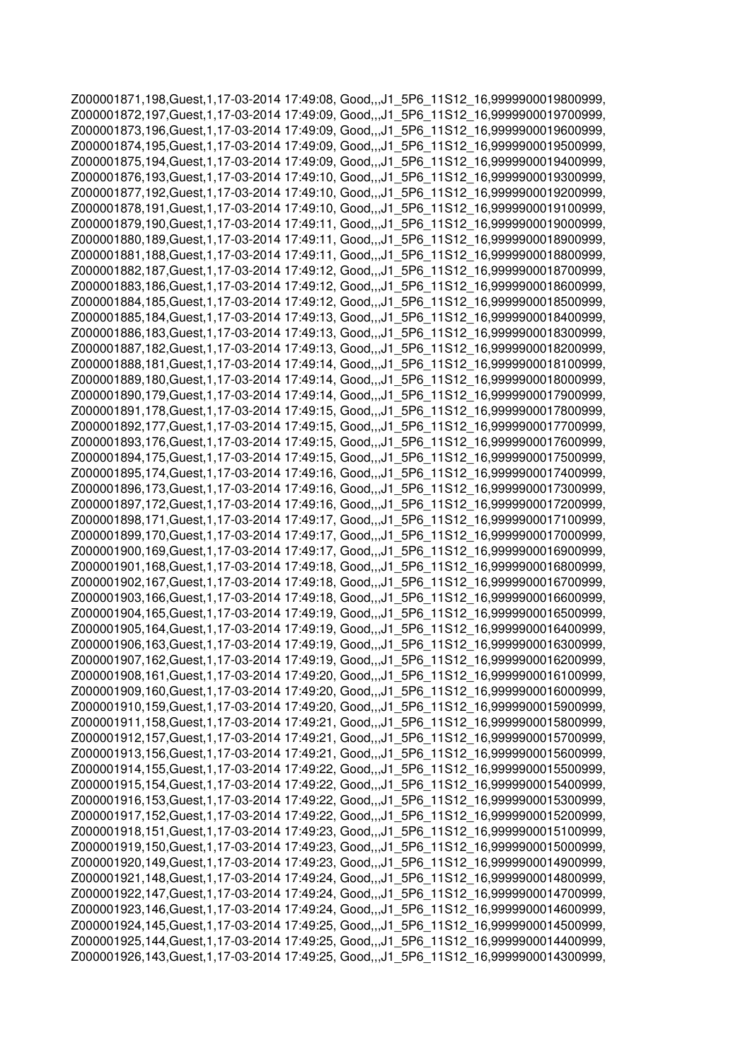```
Z000001871,198,Guest,1,17-03-2014 17:49:08, Good,,,J1_5P6_11S12_16,9999900019800999,
Z000001872,197,Guest,1,17-03-2014 17:49:09, Good,,,J1_5P6_11S12_16,9999900019700999,
Z000001873,196,Guest,1,17-03-2014 17:49:09, Good,,,J1_5P6_11S12_16,9999900019600999,
Z000001874,195,Guest,1,17-03-2014 17:49:09, Good,,,J1_5P6_11S12_16,9999900019500999,
Z000001875,194,Guest,1,17-03-2014 17:49:09, Good,,,J1_5P6_11S12_16,9999900019400999,
Z000001876,193,Guest,1,17-03-2014 17:49:10, Good,,,J1_5P6_11S12_16,9999900019300999,
Z000001877,192,Guest,1,17-03-2014 17:49:10, Good,,,J1_5P6_11S12_16,9999900019200999,
Z000001878,191,Guest,1,17-03-2014 17:49:10, Good,,,J1_5P6_11S12_16,9999900019100999,
Z000001879,190,Guest,1,17-03-2014 17:49:11, Good,,,J1_5P6_11S12_16,9999900019000999,
Z000001880,189,Guest,1,17-03-2014 17:49:11, Good,,,J1_5P6_11S12_16,9999900018900999,
Z000001881,188,Guest,1,17-03-2014 17:49:11, Good,,,J1_5P6_11S12_16,9999900018800999,
Z000001882,187,Guest,1,17-03-2014 17:49:12, Good,,,J1_5P6_11S12_16,9999900018700999,
Z000001883,186,Guest,1,17-03-2014 17:49:12, Good,,,J1_5P6_11S12_16,9999900018600999,
Z000001884,185,Guest,1,17-03-2014 17:49:12, Good,,,J1_5P6_11S12_16,9999900018500999,
Z000001885,184,Guest,1,17-03-2014 17:49:13, Good,,,J1_5P6_11S12_16,9999900018400999,
Z000001886,183,Guest,1,17-03-2014 17:49:13, Good,,,J1_5P6_11S12_16,9999900018300999,
Z000001887,182,Guest,1,17-03-2014 17:49:13, Good,,,J1_5P6_11S12_16,9999900018200999,
Z000001888,181,Guest,1,17-03-2014 17:49:14, Good,,,J1_5P6_11S12_16,9999900018100999,
Z000001889,180,Guest,1,17-03-2014 17:49:14, Good,,,J1_5P6_11S12_16,9999900018000999,
Z000001890,179,Guest,1,17-03-2014 17:49:14, Good,,,J1_5P6_11S12_16,9999900017900999,
Z000001891,178,Guest,1,17-03-2014 17:49:15, Good,,,J1_5P6_11S12_16,9999900017800999,
Z000001892,177,Guest,1,17-03-2014 17:49:15, Good,,,J1_5P6_11S12_16,9999900017700999,
Z000001893,176,Guest,1,17-03-2014 17:49:15, Good,,,J1_5P6_11S12_16,9999900017600999,
Z000001894,175,Guest,1,17-03-2014 17:49:15, Good,,,J1_5P6_11S12_16,9999900017500999,
Z000001895,174,Guest,1,17-03-2014 17:49:16, Good,,,J1_5P6_11S12_16,9999900017400999,
Z000001896,173,Guest,1,17-03-2014 17:49:16, Good,,,J1_5P6_11S12_16,9999900017300999,
Z000001897,172,Guest,1,17-03-2014 17:49:16, Good,,,J1_5P6_11S12_16,9999900017200999,
Z000001898,171,Guest,1,17-03-2014 17:49:17, Good,,,J1_5P6_11S12_16,9999900017100999,
Z000001899,170,Guest,1,17-03-2014 17:49:17, Good,,,J1_5P6_11S12_16,9999900017000999,
Z000001900,169,Guest,1,17-03-2014 17:49:17, Good,,,J1_5P6_11S12_16,9999900016900999,
Z000001901,168,Guest,1,17-03-2014 17:49:18, Good,,,J1_5P6_11S12_16,9999900016800999,
Z000001902,167,Guest,1,17-03-2014 17:49:18, Good,,,J1_5P6_11S12_16,9999900016700999,
Z000001903,166,Guest,1,17-03-2014 17:49:18, Good,,,J1_5P6_11S12_16,9999900016600999,
Z000001904,165,Guest,1,17-03-2014 17:49:19, Good,,,J1_5P6_11S12_16,9999900016500999,
Z000001905,164,Guest,1,17-03-2014 17:49:19, Good,,,J1_5P6_11S12_16,9999900016400999,
Z000001906,163,Guest,1,17-03-2014 17:49:19, Good,,,J1_5P6_11S12_16,9999900016300999,
Z000001907,162,Guest,1,17-03-2014 17:49:19, Good,,,J1_5P6_11S12_16,9999900016200999,
Z000001908,161,Guest,1,17-03-2014 17:49:20, Good,,,J1_5P6_11S12_16,9999900016100999,
Z000001909,160,Guest,1,17-03-2014 17:49:20, Good,,,J1_5P6_11S12_16,9999900016000999,
Z000001910,159,Guest,1,17-03-2014 17:49:20, Good,,,J1_5P6_11S12_16,9999900015900999,
Z000001911,158,Guest,1,17-03-2014 17:49:21, Good,,,J1_5P6_11S12_16,9999900015800999,
Z000001912,157,Guest,1,17-03-2014 17:49:21, Good,,,J1_5P6_11S12_16,9999900015700999,
Z000001913,156,Guest,1,17-03-2014 17:49:21, Good,,,J1_5P6_11S12_16,9999900015600999,
Z000001914,155,Guest,1,17-03-2014 17:49:22, Good,,,J1_5P6_11S12_16,9999900015500999,
Z000001915,154,Guest,1,17-03-2014 17:49:22, Good,,,J1_5P6_11S12_16,9999900015400999,
Z000001916,153,Guest,1,17-03-2014 17:49:22, Good,,,J1_5P6_11S12_16,9999900015300999,
Z000001917,152,Guest,1,17-03-2014 17:49:22, Good,,,J1_5P6_11S12_16,9999900015200999,
Z000001918,151,Guest,1,17-03-2014 17:49:23, Good,,,J1_5P6_11S12_16,9999900015100999,
Z000001919,150,Guest,1,17-03-2014 17:49:23, Good,,,J1_5P6_11S12_16,9999900015000999,
Z000001920,149,Guest,1,17-03-2014 17:49:23, Good,,,J1_5P6_11S12_16,9999900014900999,
Z000001921,148,Guest,1,17-03-2014 17:49:24, Good,,,J1_5P6_11S12_16,9999900014800999,
Z000001922,147,Guest,1,17-03-2014 17:49:24, Good,,,J1_5P6_11S12_16,9999900014700999,
Z000001923,146,Guest,1,17-03-2014 17:49:24, Good,,,J1_5P6_11S12_16,9999900014600999,
Z000001924,145,Guest,1,17-03-2014 17:49:25, Good,,,J1_5P6_11S12_16,9999900014500999,
Z000001925,144,Guest,1,17-03-2014 17:49:25, Good,,,J1_5P6_11S12_16,9999900014400999,
Z000001926,143,Guest,1,17-03-2014 17:49:25, Good,,,J1_5P6_11S12_16,9999900014300999,
```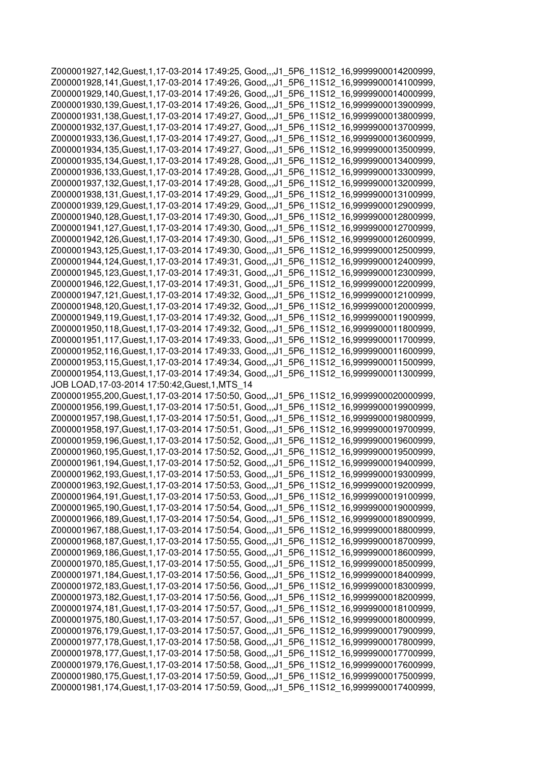Z000001927,142,Guest,1,17-03-2014 17:49:25, Good,,,J1_5P6_11S12_16,9999900014200999,
Z000001928,141,Guest,1,17-03-2014 17:49:26, Good,,,J1_5P6_11S12_16,9999900014100999,
Z000001929,140,Guest,1,17-03-2014 17:49:26, Good,,,J1_5P6_11S12_16,9999900014000999,
Z000001930,139,Guest,1,17-03-2014 17:49:26, Good,,,J1_5P6_11S12_16,9999900013900999,
Z000001931,138,Guest,1,17-03-2014 17:49:27, Good,,,J1_5P6_11S12_16,9999900013800999,
Z000001932,137,Guest,1,17-03-2014 17:49:27, Good,,,J1_5P6_11S12_16,9999900013700999,
Z000001933,136,Guest,1,17-03-2014 17:49:27, Good,,,J1_5P6_11S12_16,9999900013600999,
Z000001934,135,Guest,1,17-03-2014 17:49:27, Good,,,J1_5P6_11S12_16,9999900013500999,
Z000001935,134,Guest,1,17-03-2014 17:49:28, Good,,,J1_5P6_11S12_16,9999900013400999,
Z000001936,133,Guest,1,17-03-2014 17:49:28, Good,,,J1_5P6_11S12_16,9999900013300999,
Z000001937,132,Guest,1,17-03-2014 17:49:28, Good,,,J1_5P6_11S12_16,9999900013200999,
Z000001938,131,Guest,1,17-03-2014 17:49:29, Good,,,J1_5P6_11S12_16,9999900013100999,
Z000001939,129,Guest,1,17-03-2014 17:49:29, Good,,,J1_5P6_11S12_16,9999900012900999,
Z000001940,128,Guest,1,17-03-2014 17:49:30, Good,,,J1_5P6_11S12_16,9999900012800999,
Z000001941,127,Guest,1,17-03-2014 17:49:30, Good,,,J1_5P6_11S12_16,9999900012700999,
Z000001942,126,Guest,1,17-03-2014 17:49:30, Good,,,J1_5P6_11S12_16,9999900012600999,
Z000001943,125,Guest,1,17-03-2014 17:49:30, Good,,,J1_5P6_11S12_16,9999900012500999,
Z000001944,124,Guest,1,17-03-2014 17:49:31, Good,,,J1_5P6_11S12_16,9999900012400999,
Z000001945,123,Guest,1,17-03-2014 17:49:31, Good,,,J1_5P6_11S12_16,9999900012300999,
Z000001946,122,Guest,1,17-03-2014 17:49:31, Good,,,J1_5P6_11S12_16,9999900012200999,
Z000001947,121,Guest,1,17-03-2014 17:49:32, Good,,,J1_5P6_11S12_16,9999900012100999,
Z000001948,120,Guest,1,17-03-2014 17:49:32, Good,,,J1_5P6_11S12_16,9999900012000999,
Z000001949,119,Guest,1,17-03-2014 17:49:32, Good,,,J1_5P6_11S12_16,9999900011900999,
Z000001950,118,Guest,1,17-03-2014 17:49:32, Good,,,J1_5P6_11S12_16,9999900011800999,
Z000001951,117,Guest,1,17-03-2014 17:49:33, Good,,,J1_5P6_11S12_16,9999900011700999,
Z000001952,116,Guest,1,17-03-2014 17:49:33, Good,,,J1_5P6_11S12_16,9999900011600999,
Z000001953,115,Guest,1,17-03-2014 17:49:34, Good,,,J1_5P6_11S12_16,9999900011500999,
Z000001954,113,Guest,1,17-03-2014 17:49:34, Good,,,J1_5P6_11S12_16,9999900011300999,
JOB LOAD,17-03-2014 17:50:42,Guest,1,MTS_14
Z000001955,200,Guest,1,17-03-2014 17:50:50, Good,,,J1_5P6_11S12_16,9999900020000999,
Z000001956,199,Guest,1,17-03-2014 17:50:51, Good,,,J1_5P6_11S12_16,9999900019900999,
Z000001957,198,Guest,1,17-03-2014 17:50:51, Good,,,J1_5P6_11S12_16,9999900019800999,
Z000001958,197,Guest,1,17-03-2014 17:50:51, Good,,,J1_5P6_11S12_16,9999900019700999,
Z000001959,196,Guest,1,17-03-2014 17:50:52, Good,,,J1_5P6_11S12_16,9999900019600999,
Z000001960,195,Guest,1,17-03-2014 17:50:52, Good,,,J1_5P6_11S12_16,9999900019500999,
Z000001961,194,Guest,1,17-03-2014 17:50:52, Good,,,J1_5P6_11S12_16,9999900019400999,
Z000001962,193,Guest,1,17-03-2014 17:50:53, Good,,,J1_5P6_11S12_16,9999900019300999,
Z000001963,192,Guest,1,17-03-2014 17:50:53, Good,,,J1_5P6_11S12_16,9999900019200999,
Z000001964,191,Guest,1,17-03-2014 17:50:53, Good,,,J1_5P6_11S12_16,9999900019100999,
Z000001965,190,Guest,1,17-03-2014 17:50:54, Good,,,J1_5P6_11S12_16,9999900019000999,
Z000001966,189,Guest,1,17-03-2014 17:50:54, Good,,,J1_5P6_11S12_16,9999900018900999,
Z000001967,188,Guest,1,17-03-2014 17:50:54, Good,,,J1_5P6_11S12_16,9999900018800999,
Z000001968,187,Guest,1,17-03-2014 17:50:55, Good,,,J1_5P6_11S12_16,9999900018700999,
Z000001969,186,Guest,1,17-03-2014 17:50:55, Good,,,J1_5P6_11S12_16,9999900018600999,
Z000001970,185,Guest,1,17-03-2014 17:50:55, Good,,,J1_5P6_11S12_16,9999900018500999,
Z000001971,184,Guest,1,17-03-2014 17:50:56, Good,,,J1_5P6_11S12_16,9999900018400999,
Z000001972,183,Guest,1,17-03-2014 17:50:56, Good,,,J1_5P6_11S12_16,9999900018300999,
Z000001973,182,Guest,1,17-03-2014 17:50:56, Good,,,J1_5P6_11S12_16,9999900018200999,
Z000001974,181,Guest,1,17-03-2014 17:50:57, Good,,,J1_5P6_11S12_16,9999900018100999,
Z000001975,180,Guest,1,17-03-2014 17:50:57, Good,,,J1_5P6_11S12_16,9999900018000999,
Z000001976,179,Guest,1,17-03-2014 17:50:57, Good,,,J1_5P6_11S12_16,9999900017900999,
Z000001977,178,Guest,1,17-03-2014 17:50:58, Good,,,J1_5P6_11S12_16,9999900017800999,
Z000001978,177,Guest,1,17-03-2014 17:50:58, Good,,,J1_5P6_11S12_16,9999900017700999,
Z000001979,176,Guest,1,17-03-2014 17:50:58, Good,,,J1_5P6_11S12_16,9999900017600999,
Z000001980,175,Guest,1,17-03-2014 17:50:59, Good,,,J1_5P6_11S12_16,9999900017500999,
Z000001981,174,Guest,1,17-03-2014 17:50:59, Good,,,J1_5P6_11S12_16,9999900017400999,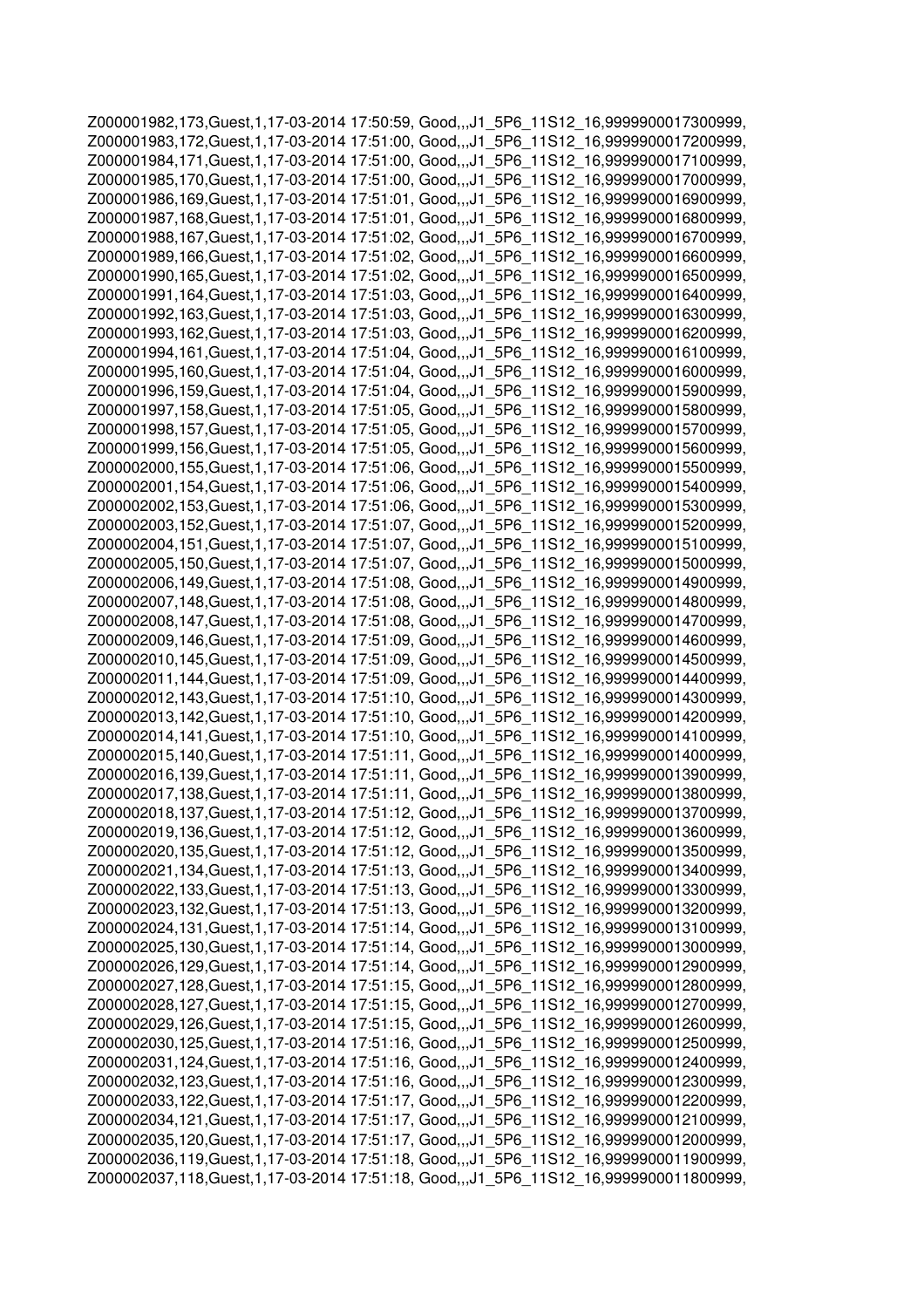Z000001982,173,Guest,1,17-03-2014 17:50:59, Good,,,J1_5P6_11S12_16,9999900017300999,
Z000001983,172,Guest,1,17-03-2014 17:51:00, Good,,,J1_5P6_11S12_16,9999900017200999,
Z000001984,171,Guest,1,17-03-2014 17:51:00, Good,,,J1_5P6_11S12_16,9999900017100999,
Z000001985,170,Guest,1,17-03-2014 17:51:00, Good,,,J1_5P6_11S12_16,9999900017000999,
Z000001986,169,Guest,1,17-03-2014 17:51:01, Good,,,J1_5P6_11S12_16,9999900016900999,
Z000001987,168,Guest,1,17-03-2014 17:51:01, Good,,,J1_5P6_11S12_16,9999900016800999,
Z000001988,167,Guest,1,17-03-2014 17:51:02, Good,,,J1_5P6_11S12_16,9999900016700999,
Z000001989,166,Guest,1,17-03-2014 17:51:02, Good,,,J1_5P6_11S12_16,9999900016600999,
Z000001990,165,Guest,1,17-03-2014 17:51:02, Good,,,J1_5P6_11S12_16,9999900016500999,
Z000001991,164,Guest,1,17-03-2014 17:51:03, Good,,,J1_5P6_11S12_16,9999900016400999,
Z000001992,163,Guest,1,17-03-2014 17:51:03, Good,,,J1_5P6_11S12_16,9999900016300999,
Z000001993,162,Guest,1,17-03-2014 17:51:03, Good,,,J1_5P6_11S12_16,9999900016200999,
Z000001994,161,Guest,1,17-03-2014 17:51:04, Good,,,J1_5P6_11S12_16,9999900016100999,
Z000001995,160,Guest,1,17-03-2014 17:51:04, Good,,,J1_5P6_11S12_16,9999900016000999,
Z000001996,159,Guest,1,17-03-2014 17:51:04, Good,,,J1_5P6_11S12_16,9999900015900999,
Z000001997,158,Guest,1,17-03-2014 17:51:05, Good,,,J1_5P6_11S12_16,9999900015800999,
Z000001998,157,Guest,1,17-03-2014 17:51:05, Good,,,J1_5P6_11S12_16,9999900015700999,
Z000001999,156,Guest,1,17-03-2014 17:51:05, Good,,,J1_5P6_11S12_16,9999900015600999,
Z000002000,155,Guest,1,17-03-2014 17:51:06, Good,,,J1_5P6_11S12_16,9999900015500999,
Z000002001,154,Guest,1,17-03-2014 17:51:06, Good,,,J1_5P6_11S12_16,9999900015400999,
Z000002002,153,Guest,1,17-03-2014 17:51:06, Good,,,J1_5P6_11S12_16,9999900015300999,
Z000002003,152,Guest,1,17-03-2014 17:51:07, Good,,,J1_5P6_11S12_16,9999900015200999,
Z000002004,151,Guest,1,17-03-2014 17:51:07, Good,,,J1_5P6_11S12_16,9999900015100999,
Z000002005,150,Guest,1,17-03-2014 17:51:07, Good,,,J1_5P6_11S12_16,9999900015000999,
Z000002006,149,Guest,1,17-03-2014 17:51:08, Good,,,J1_5P6_11S12_16,9999900014900999,
Z000002007,148,Guest,1,17-03-2014 17:51:08, Good,,,J1_5P6_11S12_16,9999900014800999,
Z000002008,147,Guest,1,17-03-2014 17:51:08, Good,,,J1_5P6_11S12_16,9999900014700999,
Z000002009,146,Guest,1,17-03-2014 17:51:09, Good,,,J1_5P6_11S12_16,9999900014600999,
Z000002010,145,Guest,1,17-03-2014 17:51:09, Good,,,J1_5P6_11S12_16,9999900014500999,
Z000002011,144,Guest,1,17-03-2014 17:51:09, Good,,,J1_5P6_11S12_16,9999900014400999,
Z000002012,143,Guest,1,17-03-2014 17:51:10, Good,,,J1_5P6_11S12_16,9999900014300999,
Z000002013,142,Guest,1,17-03-2014 17:51:10, Good,,,J1_5P6_11S12_16,9999900014200999,
Z000002014,141,Guest,1,17-03-2014 17:51:10, Good,,,J1_5P6_11S12_16,9999900014100999,
Z000002015,140,Guest,1,17-03-2014 17:51:11, Good,,,J1_5P6_11S12_16,9999900014000999,
Z000002016,139,Guest,1,17-03-2014 17:51:11, Good,,,J1_5P6_11S12_16,9999900013900999,
Z000002017,138,Guest,1,17-03-2014 17:51:11, Good,,,J1_5P6_11S12_16,9999900013800999,
Z000002018,137,Guest,1,17-03-2014 17:51:12, Good,,,J1_5P6_11S12_16,9999900013700999,
Z000002019,136,Guest,1,17-03-2014 17:51:12, Good,,,J1_5P6_11S12_16,9999900013600999,
Z000002020,135,Guest,1,17-03-2014 17:51:12, Good,,,J1_5P6_11S12_16,9999900013500999,
Z000002021,134,Guest,1,17-03-2014 17:51:13, Good,,,J1_5P6_11S12_16,9999900013400999,
Z000002022,133,Guest,1,17-03-2014 17:51:13, Good,,,J1_5P6_11S12_16,9999900013300999,
Z000002023,132,Guest,1,17-03-2014 17:51:13, Good,,,J1_5P6_11S12_16,9999900013200999,
Z000002024,131,Guest,1,17-03-2014 17:51:14, Good,,,J1_5P6_11S12_16,9999900013100999,
Z000002025,130,Guest,1,17-03-2014 17:51:14, Good,,,J1_5P6_11S12_16,9999900013000999,
Z000002026,129,Guest,1,17-03-2014 17:51:14, Good,,,J1_5P6_11S12_16,9999900012900999,
Z000002027,128,Guest,1,17-03-2014 17:51:15, Good,,,J1_5P6_11S12_16,9999900012800999,
Z000002028,127,Guest,1,17-03-2014 17:51:15, Good,,,J1_5P6_11S12_16,9999900012700999,
Z000002029,126,Guest,1,17-03-2014 17:51:15, Good,,,J1_5P6_11S12_16,9999900012600999,
Z000002030,125,Guest,1,17-03-2014 17:51:16, Good,,,J1_5P6_11S12_16,9999900012500999,
Z000002031,124,Guest,1,17-03-2014 17:51:16, Good,,,J1_5P6_11S12_16,9999900012400999,
Z000002032,123,Guest,1,17-03-2014 17:51:16, Good,,,J1_5P6_11S12_16,9999900012300999,
Z000002033,122,Guest,1,17-03-2014 17:51:17, Good,,,J1_5P6_11S12_16,9999900012200999,
Z000002034,121,Guest,1,17-03-2014 17:51:17, Good,,,J1_5P6_11S12_16,9999900012100999,
Z000002035,120,Guest,1,17-03-2014 17:51:17, Good,,,J1_5P6_11S12_16,9999900012000999,
Z000002036,119,Guest,1,17-03-2014 17:51:18, Good,,,J1_5P6_11S12_16,9999900011900999,
Z000002037,118,Guest,1,17-03-2014 17:51:18, Good,,,J1_5P6_11S12_16,9999900011800999,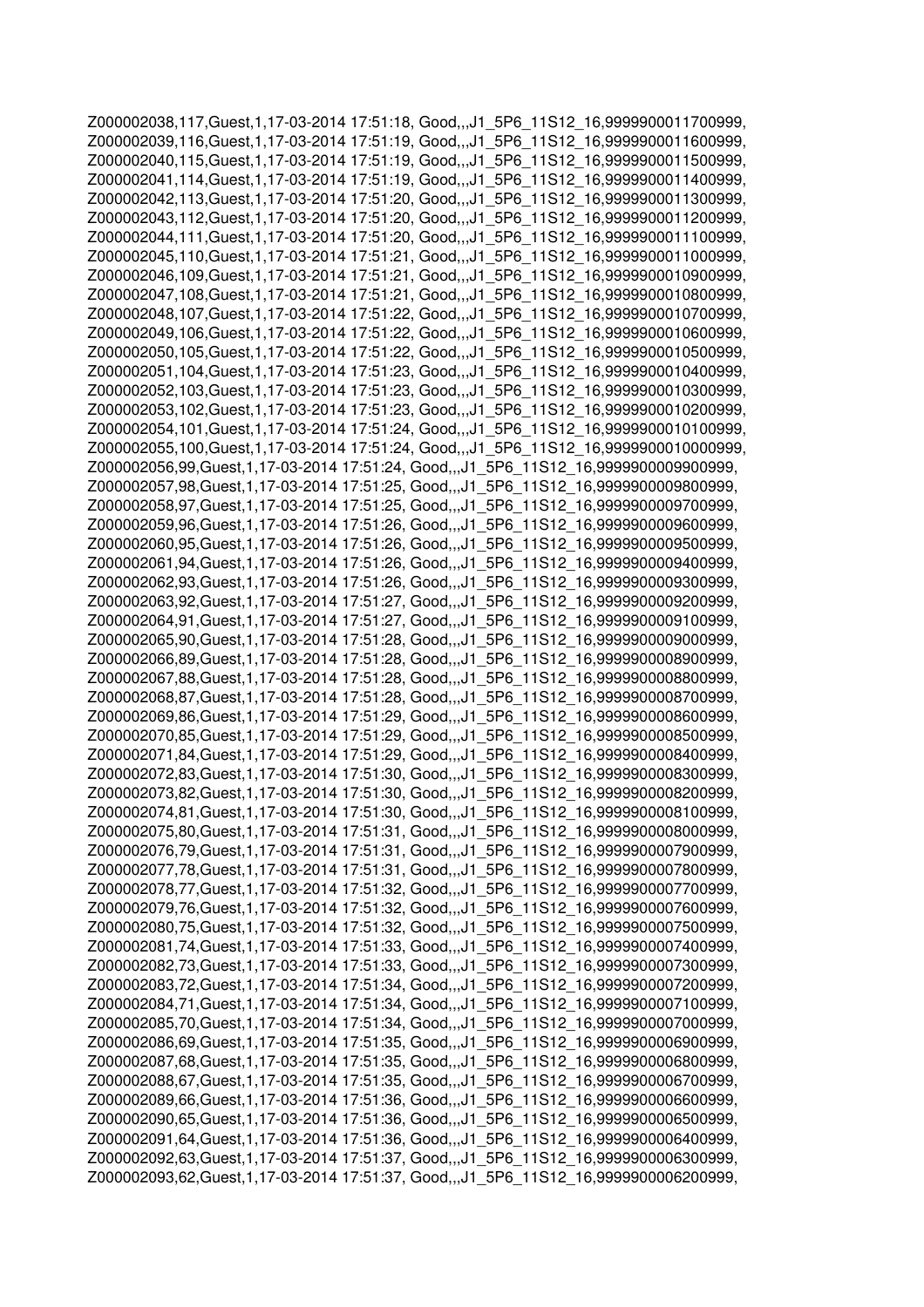Z000002038,117,Guest,1,17-03-2014 17:51:18, Good,,,J1_5P6_11S12_16,9999900011700999,
Z000002039,116,Guest,1,17-03-2014 17:51:19, Good,,,J1_5P6_11S12_16,9999900011600999,
Z000002040,115,Guest,1,17-03-2014 17:51:19, Good,,,J1_5P6_11S12_16,9999900011500999,
Z000002041,114,Guest,1,17-03-2014 17:51:19, Good,,,J1_5P6_11S12_16,9999900011400999,
Z000002042,113,Guest,1,17-03-2014 17:51:20, Good,,,J1_5P6_11S12_16,9999900011300999,
Z000002043,112,Guest,1,17-03-2014 17:51:20, Good,,,J1_5P6_11S12_16,9999900011200999,
Z000002044,111,Guest,1,17-03-2014 17:51:20, Good,,,J1_5P6_11S12_16,9999900011100999,
Z000002045,110,Guest,1,17-03-2014 17:51:21, Good,,,J1_5P6_11S12_16,9999900011000999,
Z000002046,109,Guest,1,17-03-2014 17:51:21, Good,,,J1_5P6_11S12_16,9999900010900999,
Z000002047,108,Guest,1,17-03-2014 17:51:21, Good,,,J1_5P6_11S12_16,9999900010800999,
Z000002048,107,Guest,1,17-03-2014 17:51:22, Good,,,J1_5P6_11S12_16,9999900010700999,
Z000002049,106,Guest,1,17-03-2014 17:51:22, Good,,,J1_5P6_11S12_16,9999900010600999,
Z000002050,105,Guest,1,17-03-2014 17:51:22, Good,,,J1_5P6_11S12_16,9999900010500999,
Z000002051,104,Guest,1,17-03-2014 17:51:23, Good,,,J1_5P6_11S12_16,9999900010400999,
Z000002052,103,Guest,1,17-03-2014 17:51:23, Good,,,J1_5P6_11S12_16,9999900010300999,
Z000002053,102,Guest,1,17-03-2014 17:51:23, Good,,,J1_5P6_11S12_16,9999900010200999,
Z000002054,101,Guest,1,17-03-2014 17:51:24, Good,,,J1_5P6_11S12_16,9999900010100999,
Z000002055,100,Guest,1,17-03-2014 17:51:24, Good,,,J1_5P6_11S12_16,9999900010000999,
Z000002056,99,Guest,1,17-03-2014 17:51:24, Good,,,J1_5P6_11S12_16,9999900009900999,
Z000002057,98,Guest,1,17-03-2014 17:51:25, Good,,,J1_5P6_11S12_16,9999900009800999,
Z000002058,97,Guest,1,17-03-2014 17:51:25, Good,,,J1_5P6_11S12_16,9999900009700999,
Z000002059,96,Guest,1,17-03-2014 17:51:26, Good,,,J1_5P6_11S12_16,9999900009600999,
Z000002060,95,Guest,1,17-03-2014 17:51:26, Good,,,J1_5P6_11S12_16,9999900009500999,
Z000002061,94,Guest,1,17-03-2014 17:51:26, Good,,,J1_5P6_11S12_16,9999900009400999,
Z000002062,93,Guest,1,17-03-2014 17:51:26, Good,,,J1_5P6_11S12_16,9999900009300999,
Z000002063,92,Guest,1,17-03-2014 17:51:27, Good,,,J1_5P6_11S12_16,9999900009200999,
Z000002064,91,Guest,1,17-03-2014 17:51:27, Good,,,J1_5P6_11S12_16,9999900009100999,
Z000002065,90,Guest,1,17-03-2014 17:51:28, Good,,,J1_5P6_11S12_16,9999900009000999,
Z000002066,89,Guest,1,17-03-2014 17:51:28, Good,,,J1_5P6_11S12_16,9999900008900999,
Z000002067,88,Guest,1,17-03-2014 17:51:28, Good,,,J1_5P6_11S12_16,9999900008800999,
Z000002068,87,Guest,1,17-03-2014 17:51:28, Good,,,J1_5P6_11S12_16,9999900008700999,
Z000002069,86,Guest,1,17-03-2014 17:51:29, Good,,,J1_5P6_11S12_16,9999900008600999,
Z000002070,85,Guest,1,17-03-2014 17:51:29, Good,,,J1_5P6_11S12_16,9999900008500999,
Z000002071,84,Guest,1,17-03-2014 17:51:29, Good,,,J1_5P6_11S12_16,9999900008400999,
Z000002072,83,Guest,1,17-03-2014 17:51:30, Good,,,J1_5P6_11S12_16,9999900008300999,
Z000002073,82,Guest,1,17-03-2014 17:51:30, Good,,,J1_5P6_11S12_16,9999900008200999,
Z000002074,81,Guest,1,17-03-2014 17:51:30, Good,,,J1_5P6_11S12_16,9999900008100999,
Z000002075,80,Guest,1,17-03-2014 17:51:31, Good,,,J1_5P6_11S12_16,9999900008000999,
Z000002076,79,Guest,1,17-03-2014 17:51:31, Good,,,J1_5P6_11S12_16,9999900007900999,
Z000002077,78,Guest,1,17-03-2014 17:51:31, Good,,,J1_5P6_11S12_16,9999900007800999,
Z000002078,77,Guest,1,17-03-2014 17:51:32, Good,,,J1_5P6_11S12_16,9999900007700999,
Z000002079,76,Guest,1,17-03-2014 17:51:32, Good,,,J1_5P6_11S12_16,9999900007600999,
Z000002080,75,Guest,1,17-03-2014 17:51:32, Good,,,J1_5P6_11S12_16,9999900007500999,
Z000002081,74,Guest,1,17-03-2014 17:51:33, Good,,,J1_5P6_11S12_16,9999900007400999,
Z000002082,73,Guest,1,17-03-2014 17:51:33, Good,,,J1_5P6_11S12_16,9999900007300999,
Z000002083,72,Guest,1,17-03-2014 17:51:34, Good,,,J1_5P6_11S12_16,9999900007200999,
Z000002084,71,Guest,1,17-03-2014 17:51:34, Good,,,J1_5P6_11S12_16,9999900007100999,
Z000002085,70,Guest,1,17-03-2014 17:51:34, Good,,,J1_5P6_11S12_16,9999900007000999,
Z000002086,69,Guest,1,17-03-2014 17:51:35, Good,,,J1_5P6_11S12_16,9999900006900999,
Z000002087,68,Guest,1,17-03-2014 17:51:35, Good,,,J1_5P6_11S12_16,9999900006800999,
Z000002088,67,Guest,1,17-03-2014 17:51:35, Good,,,J1_5P6_11S12_16,9999900006700999,
Z000002089,66,Guest,1,17-03-2014 17:51:36, Good,,,J1_5P6_11S12_16,9999900006600999,
Z000002090,65,Guest,1,17-03-2014 17:51:36, Good,,,J1_5P6_11S12_16,9999900006500999,
Z000002091,64,Guest,1,17-03-2014 17:51:36, Good,,,J1_5P6_11S12_16,9999900006400999,
Z000002092,63,Guest,1,17-03-2014 17:51:37, Good,,,J1_5P6_11S12_16,9999900006300999,
Z000002093,62,Guest,1,17-03-2014 17:51:37, Good,,,J1_5P6_11S12_16,9999900006200999,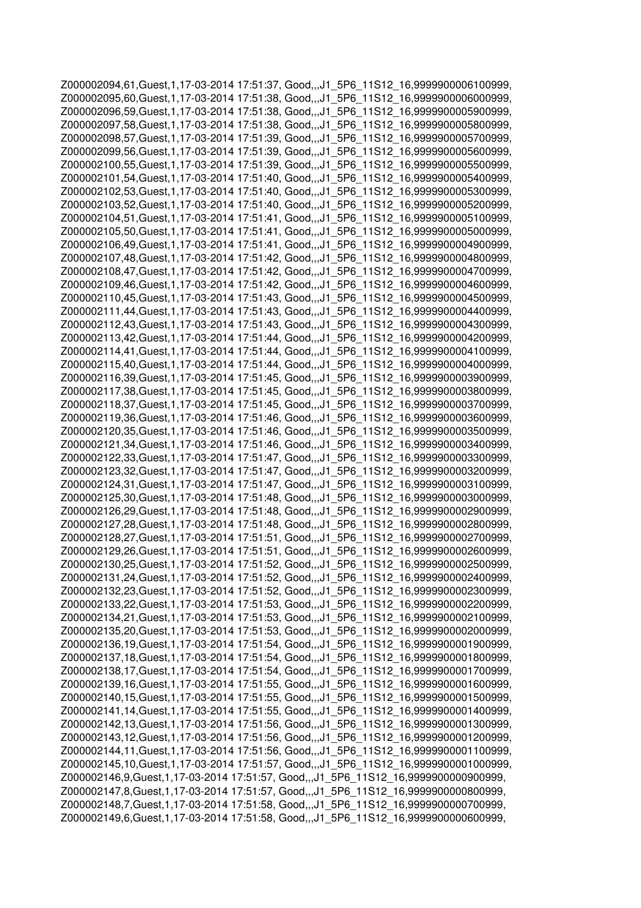```
Z000002094,61,Guest,1,17-03-2014 17:51:37, Good,,,J1_5P6_11S12_16,9999900006100999,
Z000002095,60,Guest,1,17-03-2014 17:51:38, Good,,,J1_5P6_11S12_16,9999900006000999,
Z000002096,59,Guest,1,17-03-2014 17:51:38, Good,,,J1_5P6_11S12_16,9999900005900999,
Z000002097,58,Guest,1,17-03-2014 17:51:38, Good,,,J1_5P6_11S12_16,9999900005800999,
Z000002098,57,Guest,1,17-03-2014 17:51:39, Good,,,J1_5P6_11S12_16,9999900005700999,
Z000002099,56,Guest,1,17-03-2014 17:51:39, Good,,,J1_5P6_11S12_16,9999900005600999,
Z000002100,55,Guest,1,17-03-2014 17:51:39, Good,,,J1_5P6_11S12_16,9999900005500999,
Z000002101,54,Guest,1,17-03-2014 17:51:40, Good,,,J1_5P6_11S12_16,9999900005400999,
Z000002102,53,Guest,1,17-03-2014 17:51:40, Good,,,J1_5P6_11S12_16,9999900005300999,
Z000002103,52,Guest,1,17-03-2014 17:51:40, Good,,,J1_5P6_11S12_16,9999900005200999,
Z000002104,51,Guest,1,17-03-2014 17:51:41, Good,,,J1_5P6_11S12_16,9999900005100999,
Z000002105,50,Guest,1,17-03-2014 17:51:41, Good,,,J1_5P6_11S12_16,9999900005000999,
Z000002106,49,Guest,1,17-03-2014 17:51:41, Good,,,J1_5P6_11S12_16,9999900004900999,
Z000002107,48,Guest,1,17-03-2014 17:51:42, Good,,,J1_5P6_11S12_16,9999900004800999,
Z000002108,47,Guest,1,17-03-2014 17:51:42, Good,,,J1_5P6_11S12_16,9999900004700999,
Z000002109,46,Guest,1,17-03-2014 17:51:42, Good,,,J1_5P6_11S12_16,9999900004600999,
Z000002110,45,Guest,1,17-03-2014 17:51:43, Good,,,J1_5P6_11S12_16,9999900004500999,
Z000002111,44,Guest,1,17-03-2014 17:51:43, Good,,,J1_5P6_11S12_16,9999900004400999,
Z000002112,43,Guest,1,17-03-2014 17:51:43, Good,,,J1_5P6_11S12_16,9999900004300999,
Z000002113,42,Guest,1,17-03-2014 17:51:44, Good,,,J1_5P6_11S12_16,9999900004200999,
Z000002114,41,Guest,1,17-03-2014 17:51:44, Good,,,J1_5P6_11S12_16,9999900004100999,
Z000002115,40,Guest,1,17-03-2014 17:51:44, Good,,,J1_5P6_11S12_16,9999900004000999,
Z000002116,39,Guest,1,17-03-2014 17:51:45, Good,,,J1_5P6_11S12_16,9999900003900999,
Z000002117,38,Guest,1,17-03-2014 17:51:45, Good,,,J1_5P6_11S12_16,9999900003800999,
Z000002118,37,Guest,1,17-03-2014 17:51:45, Good,,,J1_5P6_11S12_16,9999900003700999,
Z000002119,36,Guest,1,17-03-2014 17:51:46, Good,,,J1_5P6_11S12_16,9999900003600999,
Z000002120,35,Guest,1,17-03-2014 17:51:46, Good,,,J1_5P6_11S12_16,9999900003500999,
Z000002121,34,Guest,1,17-03-2014 17:51:46, Good,,,J1_5P6_11S12_16,9999900003400999,
Z000002122,33,Guest,1,17-03-2014 17:51:47, Good,,,J1_5P6_11S12_16,9999900003300999,
Z000002123,32,Guest,1,17-03-2014 17:51:47, Good,,,J1_5P6_11S12_16,9999900003200999,
Z000002124,31,Guest,1,17-03-2014 17:51:47, Good,,,J1_5P6_11S12_16,9999900003100999,
Z000002125,30,Guest,1,17-03-2014 17:51:48, Good,,,J1_5P6_11S12_16,9999900003000999,
Z000002126,29,Guest,1,17-03-2014 17:51:48, Good,,,J1_5P6_11S12_16,9999900002900999,
Z000002127,28,Guest,1,17-03-2014 17:51:48, Good,,,J1_5P6_11S12_16,9999900002800999,
Z000002128,27,Guest,1,17-03-2014 17:51:51, Good,,,J1_5P6_11S12_16,9999900002700999,
Z000002129,26,Guest,1,17-03-2014 17:51:51, Good,,,J1_5P6_11S12_16,9999900002600999,
Z000002130,25,Guest,1,17-03-2014 17:51:52, Good,,,J1_5P6_11S12_16,9999900002500999,
Z000002131,24,Guest,1,17-03-2014 17:51:52, Good,,,J1_5P6_11S12_16,9999900002400999,
Z000002132,23,Guest,1,17-03-2014 17:51:52, Good,,,J1_5P6_11S12_16,9999900002300999,
Z000002133,22,Guest,1,17-03-2014 17:51:53, Good,,,J1_5P6_11S12_16,9999900002200999,
Z000002134,21,Guest,1,17-03-2014 17:51:53, Good,,,J1_5P6_11S12_16,9999900002100999,
Z000002135,20,Guest,1,17-03-2014 17:51:53, Good,,,J1_5P6_11S12_16,9999900002000999,
Z000002136,19,Guest,1,17-03-2014 17:51:54, Good,,,J1_5P6_11S12_16,9999900001900999,
Z000002137,18,Guest,1,17-03-2014 17:51:54, Good,,,J1_5P6_11S12_16,9999900001800999,
Z000002138,17,Guest,1,17-03-2014 17:51:54, Good,,,J1_5P6_11S12_16,9999900001700999,
Z000002139,16,Guest,1,17-03-2014 17:51:55, Good,,,J1_5P6_11S12_16,9999900001600999,
Z000002140,15,Guest,1,17-03-2014 17:51:55, Good,,,J1_5P6_11S12_16,9999900001500999,
Z000002141,14,Guest,1,17-03-2014 17:51:55, Good,,,J1_5P6_11S12_16,9999900001400999,
Z000002142,13,Guest,1,17-03-2014 17:51:56, Good,,,J1_5P6_11S12_16,9999900001300999,
Z000002143,12,Guest,1,17-03-2014 17:51:56, Good,,,J1_5P6_11S12_16,9999900001200999,
Z000002144,11,Guest,1,17-03-2014 17:51:56, Good,,,J1_5P6_11S12_16,9999900001100999,
Z000002145,10,Guest,1,17-03-2014 17:51:57, Good,,,J1_5P6_11S12_16,9999900001000999,
Z000002146,9,Guest,1,17-03-2014 17:51:57, Good,,,J1_5P6_11S12_16,9999900000900999,
Z000002147,8,Guest,1,17-03-2014 17:51:57, Good,,,J1_5P6_11S12_16,9999900000800999,
Z000002148,7,Guest,1,17-03-2014 17:51:58, Good,,,J1_5P6_11S12_16,9999900000700999,
Z000002149,6,Guest,1,17-03-2014 17:51:58, Good,,,J1_5P6_11S12_16,9999900000600999,
```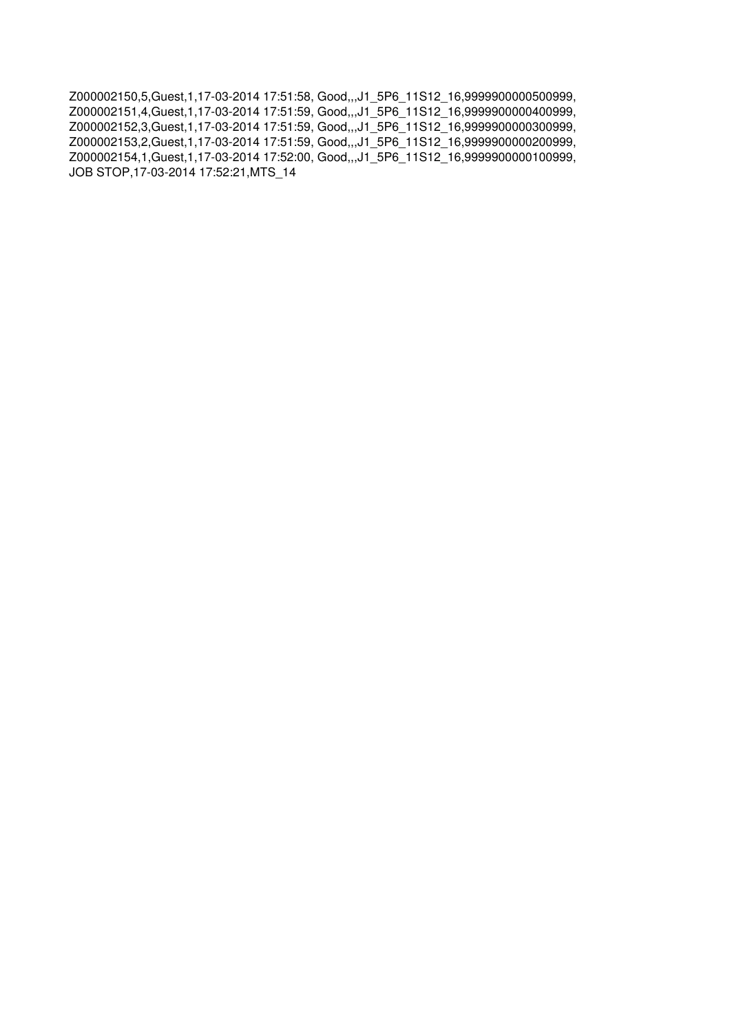Z000002150,5,Guest,1,17-03-2014 17:51:58, Good,,,J1_5P6_11S12_16,9999900000500999,
Z000002151,4,Guest,1,17-03-2014 17:51:59, Good,,,J1_5P6_11S12_16,9999900000400999,
Z000002152,3,Guest,1,17-03-2014 17:51:59, Good,,,J1_5P6_11S12_16,9999900000300999,
Z000002153,2,Guest,1,17-03-2014 17:51:59, Good,,,J1_5P6_11S12_16,9999900000200999,
Z000002154,1,Guest,1,17-03-2014 17:52:00, Good,,,J1_5P6_11S12_16,9999900000100999,
JOB STOP,17-03-2014 17:52:21,MTS_14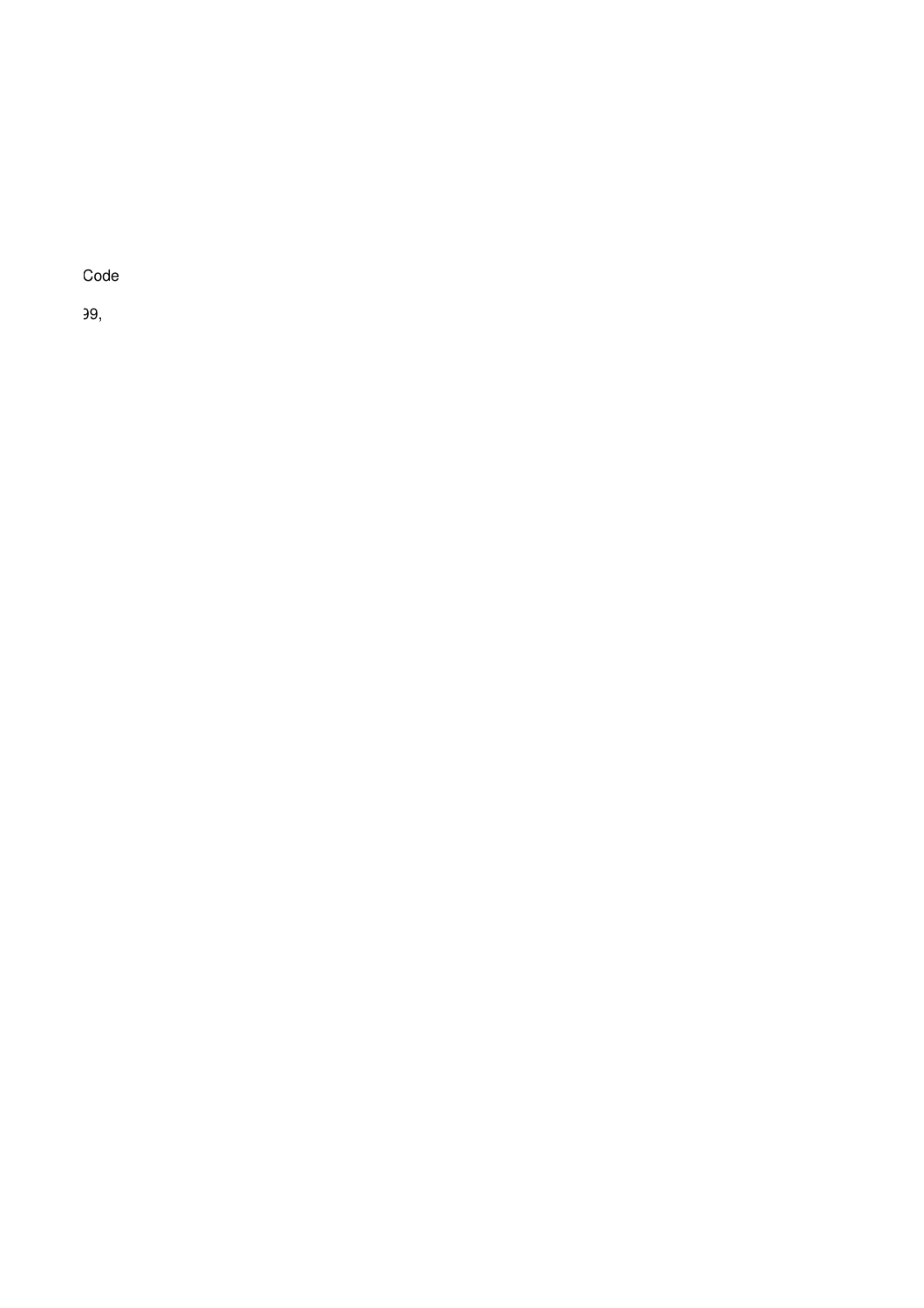Code

99,